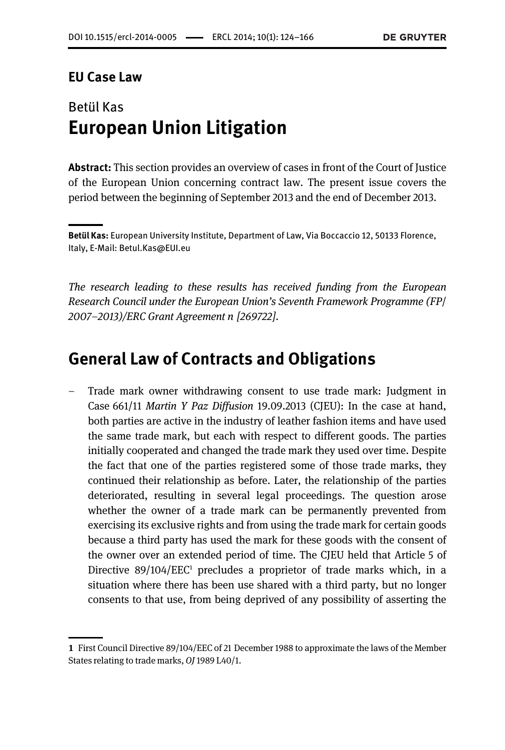**EU Case Law**

Betül Kas

# European Union Litigation

**Abstract:** This section provides an overview of cases in front of the Court of Justice of the European Union concerning contract law. The present issue covers the period between the beginning of September 2013 and the end of December 2013.

**Betül Kas:** European University Institute, Department of Law, Via Boccaccio 12, 50133 Florence, Italy, E-Mail: Betul.Kas@EUI.eu

*The research leading to these results has received funding from the European Research Council under the European Union's Seventh Framework Programme (FP/ 2007–2013)/ERC Grant Agreement n [269722].*

## General Law of Contracts and Obligations

– Trade mark owner withdrawing consent to use trade mark: Judgment in Case 661/11 *Martin Y Paz Diffusion* 19.09.2013 (CJEU): In the case at hand, both parties are active in the industry of leather fashion items and have used the same trade mark, but each with respect to different goods. The parties initially cooperated and changed the trade mark they used over time. Despite the fact that one of the parties registered some of those trade marks, they continued their relationship as before. Later, the relationship of the parties deteriorated, resulting in several legal proceedings. The question arose whether the owner of a trade mark can be permanently prevented from exercising its exclusive rights and from using the trade mark for certain goods because a third party has used the mark for these goods with the consent of the owner over an extended period of time. The CJEU held that Article 5 of Directive 89/104/EEC[1] precludes a proprietor of trade marks which, in a situation where there has been use shared with a third party, but no longer consents to that use, from being deprived of any possibility of asserting the

[1] First Council Directive 89/104/EEC of 21 December 1988 to approximate the laws of the Member States relating to trade marks, *OJ* 1989 L40/1.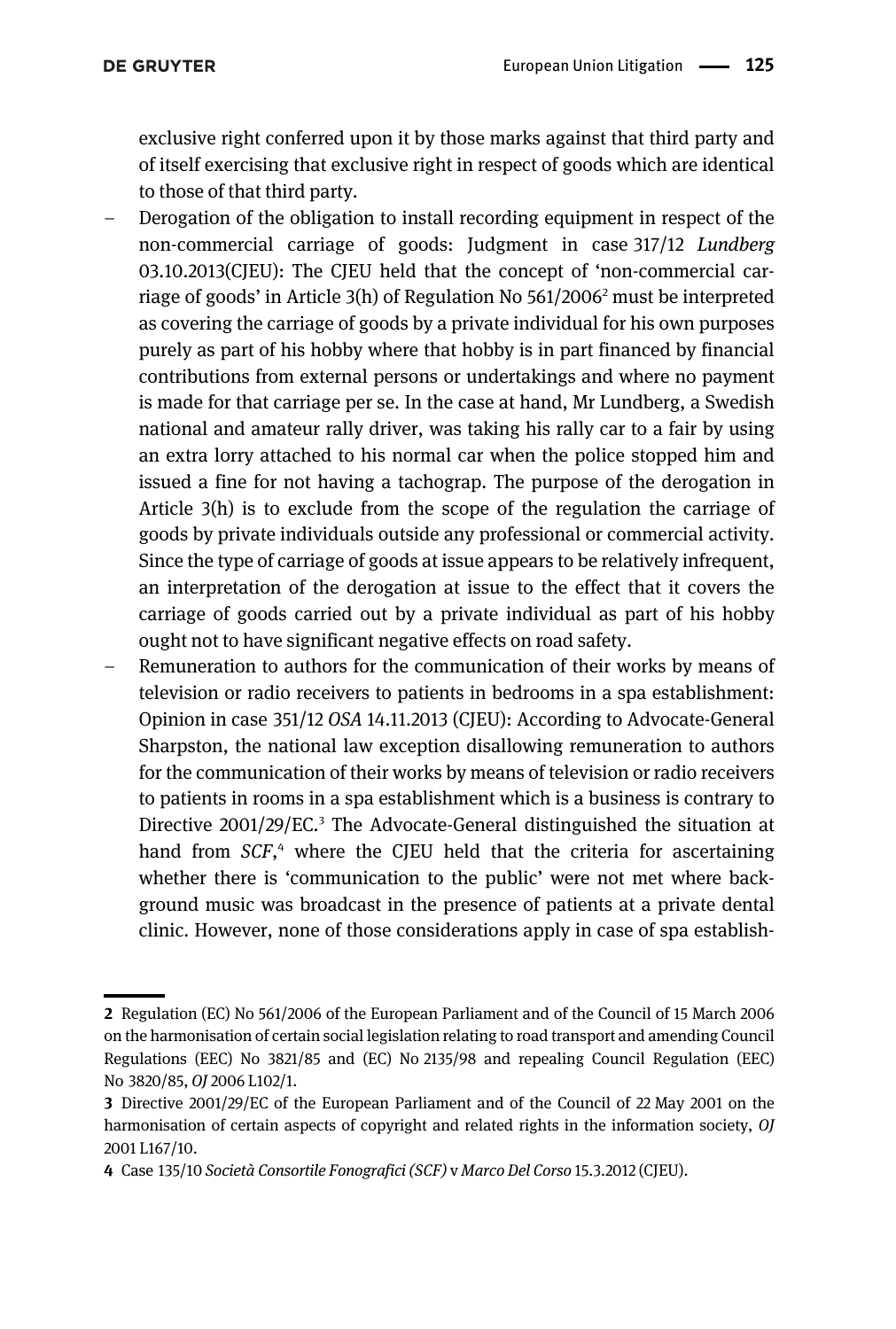exclusive right conferred upon it by those marks against that third party and of itself exercising that exclusive right in respect of goods which are identical to those of that third party.

- Derogation of the obligation to install recording equipment in respect of the non-commercial carriage of goods: Judgment in case 317/12 *Lundberg* 03.10.2013(CJEU): The CJEU held that the concept of 'non-commercial carriage of goods' in Article 3(h) of Regulation No 561/2006[2] must be interpreted as covering the carriage of goods by a private individual for his own purposes purely as part of his hobby where that hobby is in part financed by financial contributions from external persons or undertakings and where no payment is made for that carriage per se. In the case at hand, Mr Lundberg, a Swedish national and amateur rally driver, was taking his rally car to a fair by using an extra lorry attached to his normal car when the police stopped him and issued a fine for not having a tachograp. The purpose of the derogation in Article 3(h) is to exclude from the scope of the regulation the carriage of goods by private individuals outside any professional or commercial activity. Since the type of carriage of goods at issue appears to be relatively infrequent, an interpretation of the derogation at issue to the effect that it covers the carriage of goods carried out by a private individual as part of his hobby ought not to have significant negative effects on road safety.
- Remuneration to authors for the communication of their works by means of television or radio receivers to patients in bedrooms in a spa establishment: Opinion in case 351/12 *OSA* 14.11.2013 (CJEU): According to Advocate-General Sharpston, the national law exception disallowing remuneration to authors for the communication of their works by means of television or radio receivers to patients in rooms in a spa establishment which is a business is contrary to Directive 2001/29/EC.[3] The Advocate-General distinguished the situation at hand from *SCF*,[4] where the CJEU held that the criteria for ascertaining whether there is 'communication to the public' were not met where background music was broadcast in the presence of patients at a private dental clinic. However, none of those considerations apply in case of spa establish-

---

2 Regulation (EC) No 561/2006 of the European Parliament and of the Council of 15 March 2006 on the harmonisation of certain social legislation relating to road transport and amending Council Regulations (EEC) No 3821/85 and (EC) No 2135/98 and repealing Council Regulation (EEC) No 3820/85, *OJ* 2006 L102/1.

3 Directive 2001/29/EC of the European Parliament and of the Council of 22 May 2001 on the harmonisation of certain aspects of copyright and related rights in the information society, *OJ* 2001 L167/10.

4 Case 135/10 *Società Consortile Fonografici (SCF)* v *Marco Del Corso* 15.3.2012 (CJEU).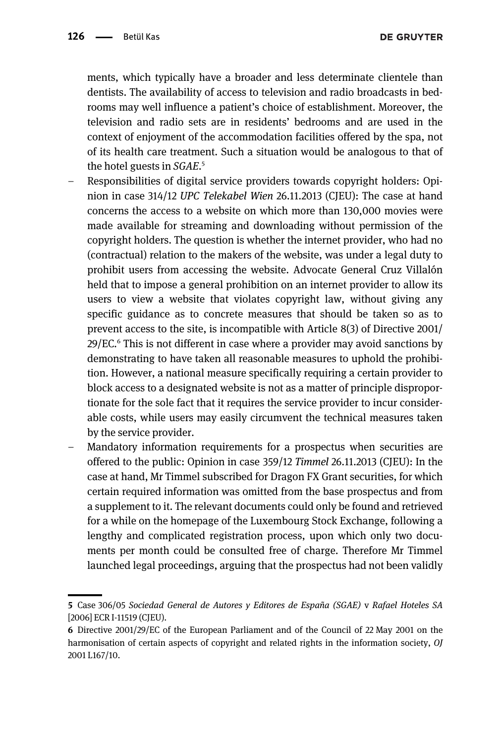ments, which typically have a broader and less determinate clientele than dentists. The availability of access to television and radio broadcasts in bedrooms may well influence a patient's choice of establishment. Moreover, the television and radio sets are in residents' bedrooms and are used in the context of enjoyment of the accommodation facilities offered by the spa, not of its health care treatment. Such a situation would be analogous to that of the hotel guests in *SGAE*.[5]

- Responsibilities of digital service providers towards copyright holders: Opinion in case 314/12 *UPC Telekabel Wien* 26.11.2013 (CJEU): The case at hand concerns the access to a website on which more than 130,000 movies were made available for streaming and downloading without permission of the copyright holders. The question is whether the internet provider, who had no (contractual) relation to the makers of the website, was under a legal duty to prohibit users from accessing the website. Advocate General Cruz Villalón held that to impose a general prohibition on an internet provider to allow its users to view a website that violates copyright law, without giving any specific guidance as to concrete measures that should be taken so as to prevent access to the site, is incompatible with Article 8(3) of Directive 2001/29/EC.[6] This is not different in case where a provider may avoid sanctions by demonstrating to have taken all reasonable measures to uphold the prohibition. However, a national measure specifically requiring a certain provider to block access to a designated website is not as a matter of principle disproportionate for the sole fact that it requires the service provider to incur considerable costs, while users may easily circumvent the technical measures taken by the service provider.
- Mandatory information requirements for a prospectus when securities are offered to the public: Opinion in case 359/12 *Timmel* 26.11.2013 (CJEU): In the case at hand, Mr Timmel subscribed for Dragon FX Grant securities, for which certain required information was omitted from the base prospectus and from a supplement to it. The relevant documents could only be found and retrieved for a while on the homepage of the Luxembourg Stock Exchange, following a lengthy and complicated registration process, upon which only two documents per month could be consulted free of charge. Therefore Mr Timmel launched legal proceedings, arguing that the prospectus had not been validly

---

**5** Case 306/05 *Sociedad General de Autores y Editores de España (SGAE)* v *Rafael Hoteles SA* [2006] ECR I-11519 (CJEU).

**6** Directive 2001/29/EC of the European Parliament and of the Council of 22 May 2001 on the harmonisation of certain aspects of copyright and related rights in the information society, *OJ* 2001 L167/10.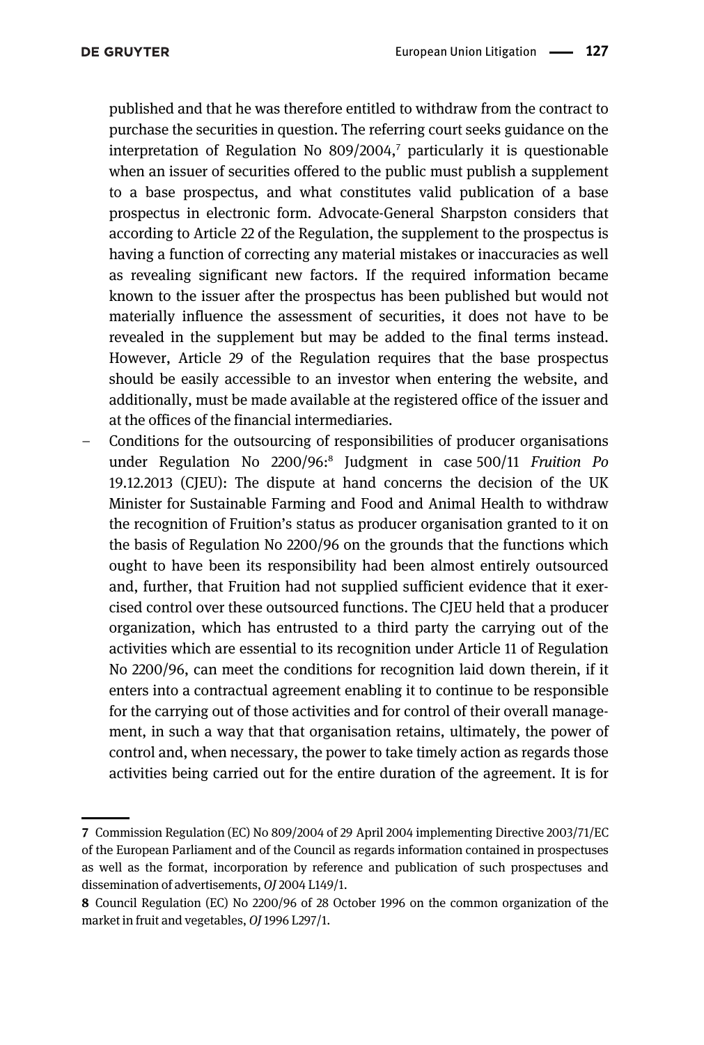published and that he was therefore entitled to withdraw from the contract to purchase the securities in question. The referring court seeks guidance on the interpretation of Regulation No 809/2004,[7] particularly it is questionable when an issuer of securities offered to the public must publish a supplement to a base prospectus, and what constitutes valid publication of a base prospectus in electronic form. Advocate-General Sharpston considers that according to Article 22 of the Regulation, the supplement to the prospectus is having a function of correcting any material mistakes or inaccuracies as well as revealing significant new factors. If the required information became known to the issuer after the prospectus has been published but would not materially influence the assessment of securities, it does not have to be revealed in the supplement but may be added to the final terms instead. However, Article 29 of the Regulation requires that the base prospectus should be easily accessible to an investor when entering the website, and additionally, must be made available at the registered office of the issuer and at the offices of the financial intermediaries.

– Conditions for the outsourcing of responsibilities of producer organisations under Regulation No 2200/96:[8] Judgment in case 500/11 *Fruition Po* 19.12.2013 (CJEU): The dispute at hand concerns the decision of the UK Minister for Sustainable Farming and Food and Animal Health to withdraw the recognition of Fruition's status as producer organisation granted to it on the basis of Regulation No 2200/96 on the grounds that the functions which ought to have been its responsibility had been almost entirely outsourced and, further, that Fruition had not supplied sufficient evidence that it exercised control over these outsourced functions. The CJEU held that a producer organization, which has entrusted to a third party the carrying out of the activities which are essential to its recognition under Article 11 of Regulation No 2200/96, can meet the conditions for recognition laid down therein, if it enters into a contractual agreement enabling it to continue to be responsible for the carrying out of those activities and for control of their overall management, in such a way that that organisation retains, ultimately, the power of control and, when necessary, the power to take timely action as regards those activities being carried out for the entire duration of the agreement. It is for

---

**7** Commission Regulation (EC) No 809/2004 of 29 April 2004 implementing Directive 2003/71/EC of the European Parliament and of the Council as regards information contained in prospectuses as well as the format, incorporation by reference and publication of such prospectuses and dissemination of advertisements, *OJ* 2004 L149/1.

**8** Council Regulation (EC) No 2200/96 of 28 October 1996 on the common organization of the market in fruit and vegetables, *OJ* 1996 L297/1.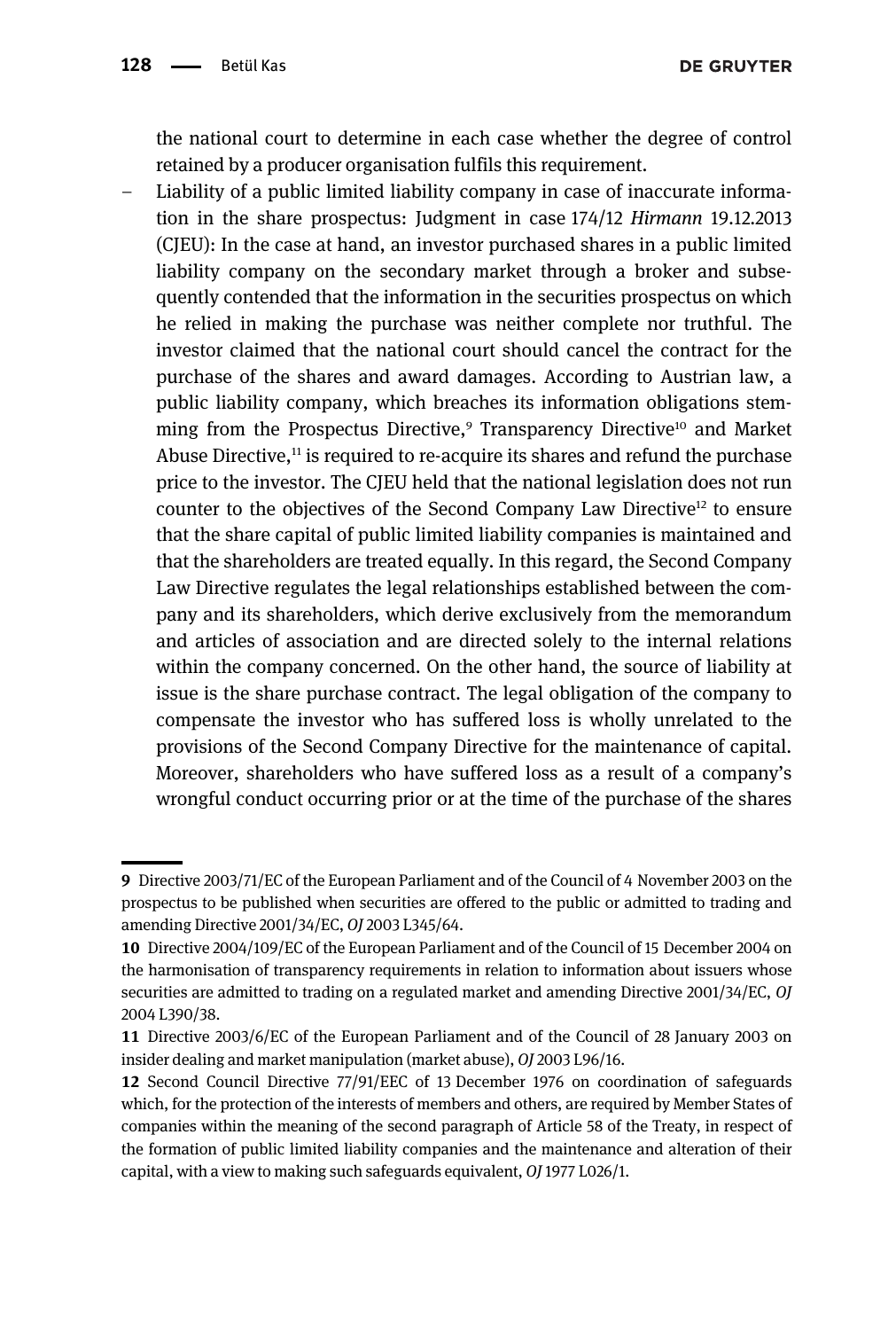the national court to determine in each case whether the degree of control retained by a producer organisation fulfils this requirement.

- Liability of a public limited liability company in case of inaccurate information in the share prospectus: Judgment in case 174/12 *Hirmann* 19.12.2013 (CJEU): In the case at hand, an investor purchased shares in a public limited liability company on the secondary market through a broker and subsequently contended that the information in the securities prospectus on which he relied in making the purchase was neither complete nor truthful. The investor claimed that the national court should cancel the contract for the purchase of the shares and award damages. According to Austrian law, a public liability company, which breaches its information obligations stemming from the Prospectus Directive,[9] Transparency Directive[10] and Market Abuse Directive,[11] is required to re-acquire its shares and refund the purchase price to the investor. The CJEU held that the national legislation does not run counter to the objectives of the Second Company Law Directive[12] to ensure that the share capital of public limited liability companies is maintained and that the shareholders are treated equally. In this regard, the Second Company Law Directive regulates the legal relationships established between the company and its shareholders, which derive exclusively from the memorandum and articles of association and are directed solely to the internal relations within the company concerned. On the other hand, the source of liability at issue is the share purchase contract. The legal obligation of the company to compensate the investor who has suffered loss is wholly unrelated to the provisions of the Second Company Directive for the maintenance of capital. Moreover, shareholders who have suffered loss as a result of a company's wrongful conduct occurring prior or at the time of the purchase of the shares

---

9 Directive 2003/71/EC of the European Parliament and of the Council of 4 November 2003 on the prospectus to be published when securities are offered to the public or admitted to trading and amending Directive 2001/34/EC, *OJ* 2003 L345/64.

10 Directive 2004/109/EC of the European Parliament and of the Council of 15 December 2004 on the harmonisation of transparency requirements in relation to information about issuers whose securities are admitted to trading on a regulated market and amending Directive 2001/34/EC, *OJ* 2004 L390/38.

11 Directive 2003/6/EC of the European Parliament and of the Council of 28 January 2003 on insider dealing and market manipulation (market abuse), *OJ* 2003 L96/16.

12 Second Council Directive 77/91/EEC of 13 December 1976 on coordination of safeguards which, for the protection of the interests of members and others, are required by Member States of companies within the meaning of the second paragraph of Article 58 of the Treaty, in respect of the formation of public limited liability companies and the maintenance and alteration of their capital, with a view to making such safeguards equivalent, *OJ* 1977 L026/1.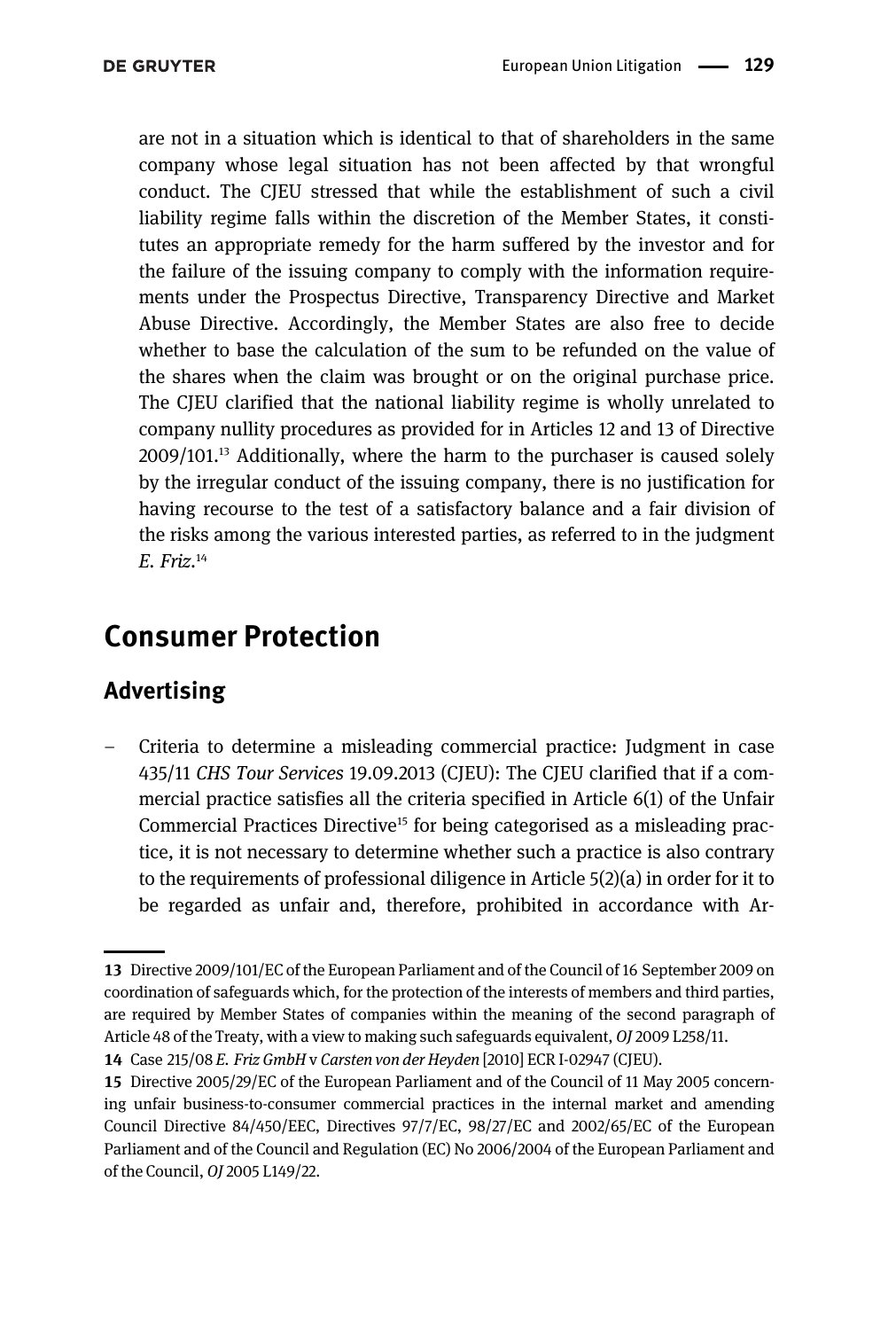are not in a situation which is identical to that of shareholders in the same company whose legal situation has not been affected by that wrongful conduct. The CJEU stressed that while the establishment of such a civil liability regime falls within the discretion of the Member States, it constitutes an appropriate remedy for the harm suffered by the investor and for the failure of the issuing company to comply with the information requirements under the Prospectus Directive, Transparency Directive and Market Abuse Directive. Accordingly, the Member States are also free to decide whether to base the calculation of the sum to be refunded on the value of the shares when the claim was brought or on the original purchase price. The CJEU clarified that the national liability regime is wholly unrelated to company nullity procedures as provided for in Articles 12 and 13 of Directive 2009/101.[13] Additionally, where the harm to the purchaser is caused solely by the irregular conduct of the issuing company, there is no justification for having recourse to the test of a satisfactory balance and a fair division of the risks among the various interested parties, as referred to in the judgment *E. Friz*.[14]

## Consumer Protection

### Advertising

- Criteria to determine a misleading commercial practice: Judgment in case 435/11 *CHS Tour Services* 19.09.2013 (CJEU): The CJEU clarified that if a commercial practice satisfies all the criteria specified in Article 6(1) of the Unfair Commercial Practices Directive[15] for being categorised as a misleading practice, it is not necessary to determine whether such a practice is also contrary to the requirements of professional diligence in Article 5(2)(a) in order for it to be regarded as unfair and, therefore, prohibited in accordance with Ar-

---

**13** Directive 2009/101/EC of the European Parliament and of the Council of 16 September 2009 on coordination of safeguards which, for the protection of the interests of members and third parties, are required by Member States of companies within the meaning of the second paragraph of Article 48 of the Treaty, with a view to making such safeguards equivalent, *OJ* 2009 L258/11.

**14** Case 215/08 *E. Friz GmbH* v *Carsten von der Heyden* [2010] ECR I-02947 (CJEU).

**15** Directive 2005/29/EC of the European Parliament and of the Council of 11 May 2005 concerning unfair business-to-consumer commercial practices in the internal market and amending Council Directive 84/450/EEC, Directives 97/7/EC, 98/27/EC and 2002/65/EC of the European Parliament and of the Council and Regulation (EC) No 2006/2004 of the European Parliament and of the Council, *OJ* 2005 L149/22.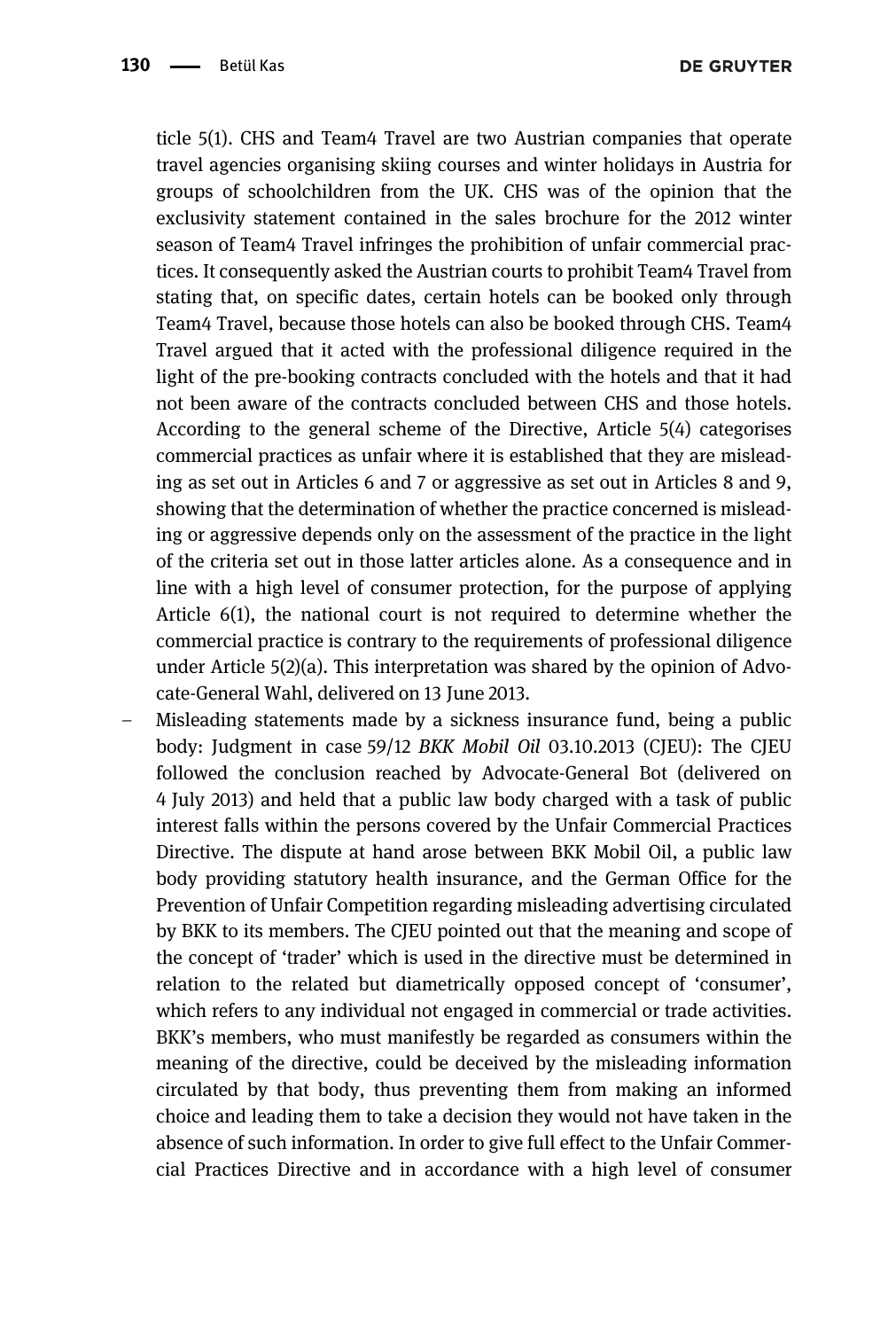ticle 5(1). CHS and Team4 Travel are two Austrian companies that operate travel agencies organising skiing courses and winter holidays in Austria for groups of schoolchildren from the UK. CHS was of the opinion that the exclusivity statement contained in the sales brochure for the 2012 winter season of Team4 Travel infringes the prohibition of unfair commercial practices. It consequently asked the Austrian courts to prohibit Team4 Travel from stating that, on specific dates, certain hotels can be booked only through Team4 Travel, because those hotels can also be booked through CHS. Team4 Travel argued that it acted with the professional diligence required in the light of the pre-booking contracts concluded with the hotels and that it had not been aware of the contracts concluded between CHS and those hotels. According to the general scheme of the Directive, Article 5(4) categorises commercial practices as unfair where it is established that they are misleading as set out in Articles 6 and 7 or aggressive as set out in Articles 8 and 9, showing that the determination of whether the practice concerned is misleading or aggressive depends only on the assessment of the practice in the light of the criteria set out in those latter articles alone. As a consequence and in line with a high level of consumer protection, for the purpose of applying Article 6(1), the national court is not required to determine whether the commercial practice is contrary to the requirements of professional diligence under Article 5(2)(a). This interpretation was shared by the opinion of Advocate-General Wahl, delivered on 13 June 2013.

- Misleading statements made by a sickness insurance fund, being a public body: Judgment in case 59/12 *BKK Mobil Oil* 03.10.2013 (CJEU): The CJEU followed the conclusion reached by Advocate-General Bot (delivered on 4 July 2013) and held that a public law body charged with a task of public interest falls within the persons covered by the Unfair Commercial Practices Directive. The dispute at hand arose between BKK Mobil Oil, a public law body providing statutory health insurance, and the German Office for the Prevention of Unfair Competition regarding misleading advertising circulated by BKK to its members. The CJEU pointed out that the meaning and scope of the concept of 'trader' which is used in the directive must be determined in relation to the related but diametrically opposed concept of 'consumer', which refers to any individual not engaged in commercial or trade activities. BKK's members, who must manifestly be regarded as consumers within the meaning of the directive, could be deceived by the misleading information circulated by that body, thus preventing them from making an informed choice and leading them to take a decision they would not have taken in the absence of such information. In order to give full effect to the Unfair Commercial Practices Directive and in accordance with a high level of consumer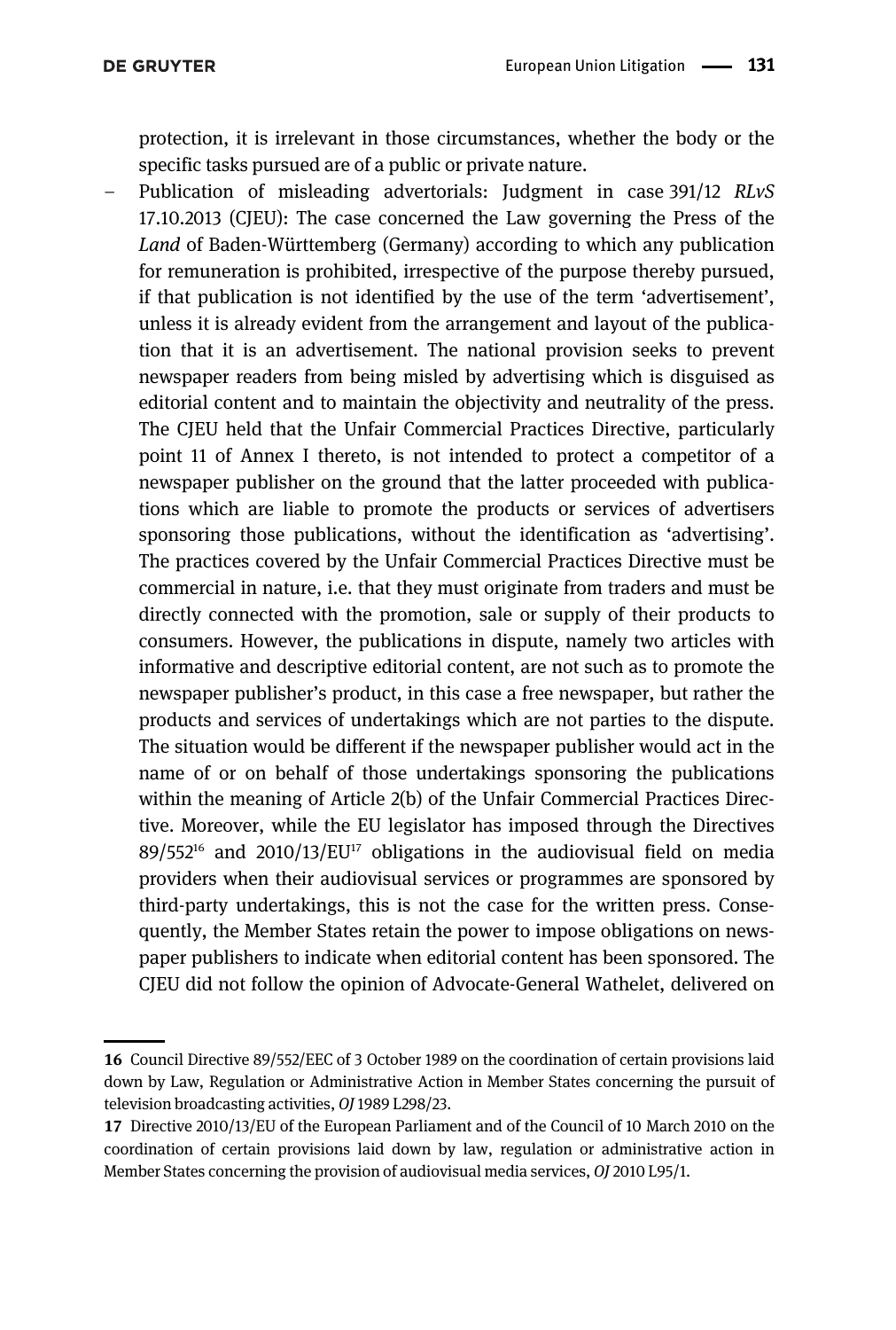protection, it is irrelevant in those circumstances, whether the body or the specific tasks pursued are of a public or private nature.

- Publication of misleading advertorials: Judgment in case 391/12 *RLvS* 17.10.2013 (CJEU): The case concerned the Law governing the Press of the *Land* of Baden-Württemberg (Germany) according to which any publication for remuneration is prohibited, irrespective of the purpose thereby pursued, if that publication is not identified by the use of the term 'advertisement', unless it is already evident from the arrangement and layout of the publication that it is an advertisement. The national provision seeks to prevent newspaper readers from being misled by advertising which is disguised as editorial content and to maintain the objectivity and neutrality of the press. The CJEU held that the Unfair Commercial Practices Directive, particularly point 11 of Annex I thereto, is not intended to protect a competitor of a newspaper publisher on the ground that the latter proceeded with publications which are liable to promote the products or services of advertisers sponsoring those publications, without the identification as 'advertising'. The practices covered by the Unfair Commercial Practices Directive must be commercial in nature, i.e. that they must originate from traders and must be directly connected with the promotion, sale or supply of their products to consumers. However, the publications in dispute, namely two articles with informative and descriptive editorial content, are not such as to promote the newspaper publisher's product, in this case a free newspaper, but rather the products and services of undertakings which are not parties to the dispute. The situation would be different if the newspaper publisher would act in the name of or on behalf of those undertakings sponsoring the publications within the meaning of Article 2(b) of the Unfair Commercial Practices Directive. Moreover, while the EU legislator has imposed through the Directives 89/552[16] and 2010/13/EU[17] obligations in the audiovisual field on media providers when their audiovisual services or programmes are sponsored by third-party undertakings, this is not the case for the written press. Consequently, the Member States retain the power to impose obligations on newspaper publishers to indicate when editorial content has been sponsored. The CJEU did not follow the opinion of Advocate-General Wathelet, delivered on

---

**16** Council Directive 89/552/EEC of 3 October 1989 on the coordination of certain provisions laid down by Law, Regulation or Administrative Action in Member States concerning the pursuit of television broadcasting activities, *OJ* 1989 L298/23.

**17** Directive 2010/13/EU of the European Parliament and of the Council of 10 March 2010 on the coordination of certain provisions laid down by law, regulation or administrative action in Member States concerning the provision of audiovisual media services, *OJ* 2010 L95/1.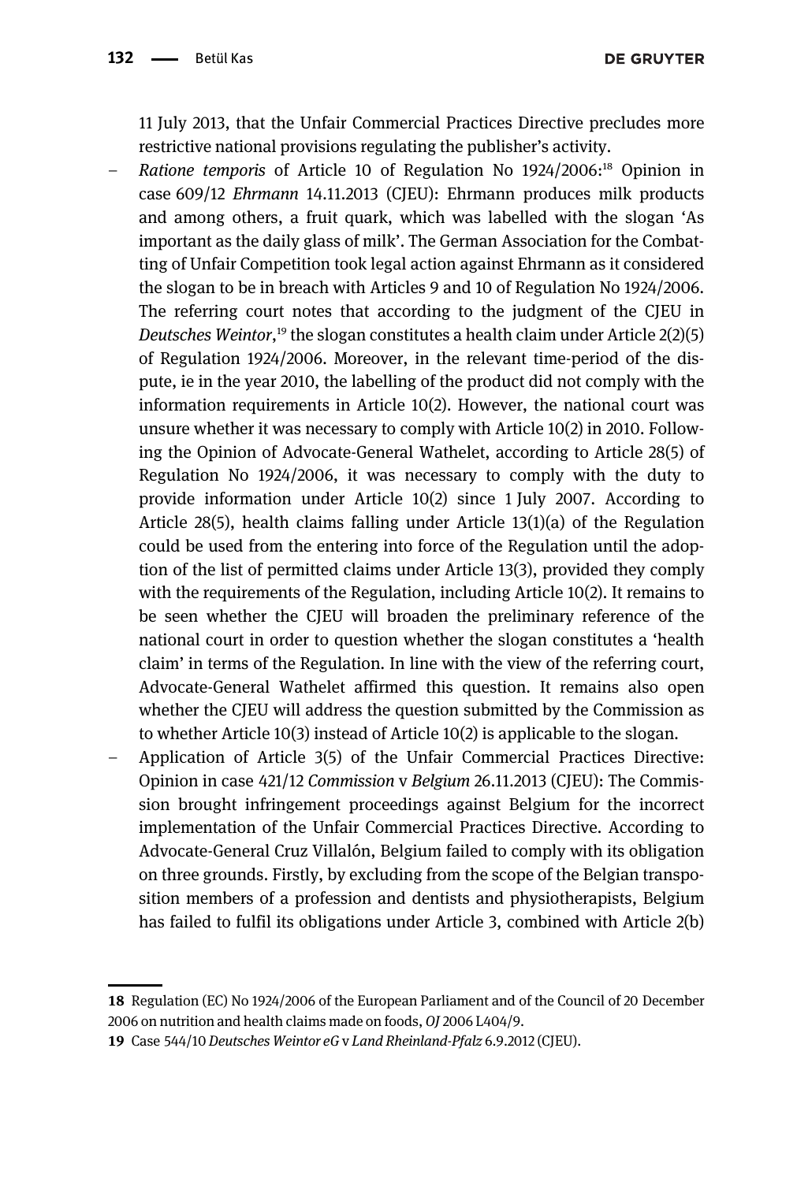11 July 2013, that the Unfair Commercial Practices Directive precludes more restrictive national provisions regulating the publisher's activity.

- *Ratione temporis* of Article 10 of Regulation No 1924/2006:[18] Opinion in case 609/12 *Ehrmann* 14.11.2013 (CJEU): Ehrmann produces milk products and among others, a fruit quark, which was labelled with the slogan 'As important as the daily glass of milk'. The German Association for the Combatting of Unfair Competition took legal action against Ehrmann as it considered the slogan to be in breach with Articles 9 and 10 of Regulation No 1924/2006. The referring court notes that according to the judgment of the CJEU in *Deutsches Weintor*,[19] the slogan constitutes a health claim under Article 2(2)(5) of Regulation 1924/2006. Moreover, in the relevant time-period of the dispute, ie in the year 2010, the labelling of the product did not comply with the information requirements in Article 10(2). However, the national court was unsure whether it was necessary to comply with Article 10(2) in 2010. Following the Opinion of Advocate-General Wathelet, according to Article 28(5) of Regulation No 1924/2006, it was necessary to comply with the duty to provide information under Article 10(2) since 1 July 2007. According to Article 28(5), health claims falling under Article 13(1)(a) of the Regulation could be used from the entering into force of the Regulation until the adoption of the list of permitted claims under Article 13(3), provided they comply with the requirements of the Regulation, including Article 10(2). It remains to be seen whether the CJEU will broaden the preliminary reference of the national court in order to question whether the slogan constitutes a 'health claim' in terms of the Regulation. In line with the view of the referring court, Advocate-General Wathelet affirmed this question. It remains also open whether the CJEU will address the question submitted by the Commission as to whether Article 10(3) instead of Article 10(2) is applicable to the slogan.
- Application of Article 3(5) of the Unfair Commercial Practices Directive: Opinion in case 421/12 *Commission* v *Belgium* 26.11.2013 (CJEU): The Commission brought infringement proceedings against Belgium for the incorrect implementation of the Unfair Commercial Practices Directive. According to Advocate-General Cruz Villalón, Belgium failed to comply with its obligation on three grounds. Firstly, by excluding from the scope of the Belgian transposition members of a profession and dentists and physiotherapists, Belgium has failed to fulfil its obligations under Article 3, combined with Article 2(b)

---

**18** Regulation (EC) No 1924/2006 of the European Parliament and of the Council of 20 December 2006 on nutrition and health claims made on foods, *OJ* 2006 L404/9.

**19** Case 544/10 *Deutsches Weintor eG* v *Land Rheinland-Pfalz* 6.9.2012 (CJEU).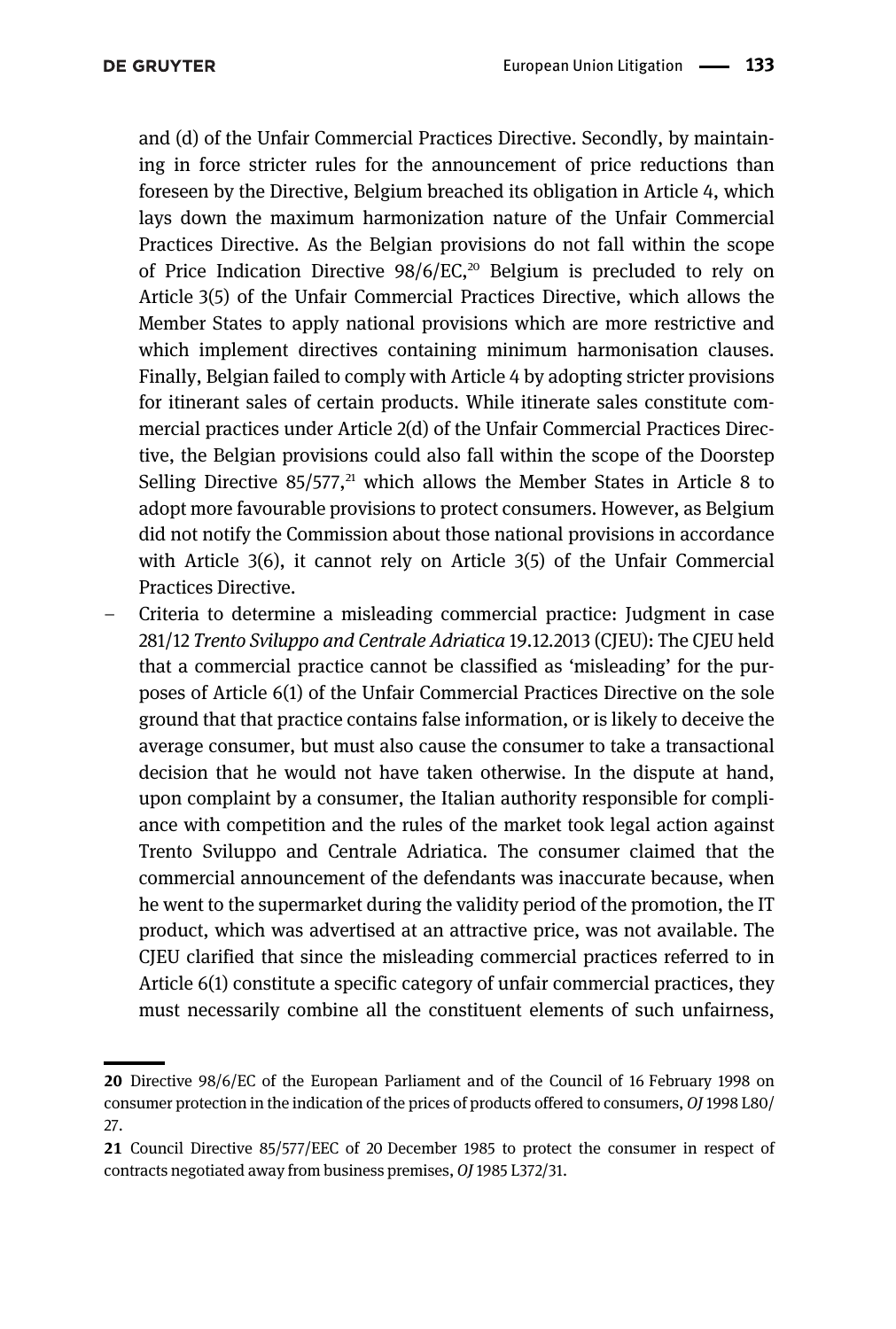and (d) of the Unfair Commercial Practices Directive. Secondly, by maintaining in force stricter rules for the announcement of price reductions than foreseen by the Directive, Belgium breached its obligation in Article 4, which lays down the maximum harmonization nature of the Unfair Commercial Practices Directive. As the Belgian provisions do not fall within the scope of Price Indication Directive 98/6/EC,[20] Belgium is precluded to rely on Article 3(5) of the Unfair Commercial Practices Directive, which allows the Member States to apply national provisions which are more restrictive and which implement directives containing minimum harmonisation clauses. Finally, Belgian failed to comply with Article 4 by adopting stricter provisions for itinerant sales of certain products. While itinerate sales constitute commercial practices under Article 2(d) of the Unfair Commercial Practices Directive, the Belgian provisions could also fall within the scope of the Doorstep Selling Directive 85/577,[21] which allows the Member States in Article 8 to adopt more favourable provisions to protect consumers. However, as Belgium did not notify the Commission about those national provisions in accordance with Article 3(6), it cannot rely on Article 3(5) of the Unfair Commercial Practices Directive.

- Criteria to determine a misleading commercial practice: Judgment in case 281/12 *Trento Sviluppo and Centrale Adriatica* 19.12.2013 (CJEU): The CJEU held that a commercial practice cannot be classified as 'misleading' for the purposes of Article 6(1) of the Unfair Commercial Practices Directive on the sole ground that that practice contains false information, or is likely to deceive the average consumer, but must also cause the consumer to take a transactional decision that he would not have taken otherwise. In the dispute at hand, upon complaint by a consumer, the Italian authority responsible for compliance with competition and the rules of the market took legal action against Trento Sviluppo and Centrale Adriatica. The consumer claimed that the commercial announcement of the defendants was inaccurate because, when he went to the supermarket during the validity period of the promotion, the IT product, which was advertised at an attractive price, was not available. The CJEU clarified that since the misleading commercial practices referred to in Article 6(1) constitute a specific category of unfair commercial practices, they must necessarily combine all the constituent elements of such unfairness,

---

**20** Directive 98/6/EC of the European Parliament and of the Council of 16 February 1998 on consumer protection in the indication of the prices of products offered to consumers, *OJ* 1998 L80/27.

**21** Council Directive 85/577/EEC of 20 December 1985 to protect the consumer in respect of contracts negotiated away from business premises, *OJ* 1985 L372/31.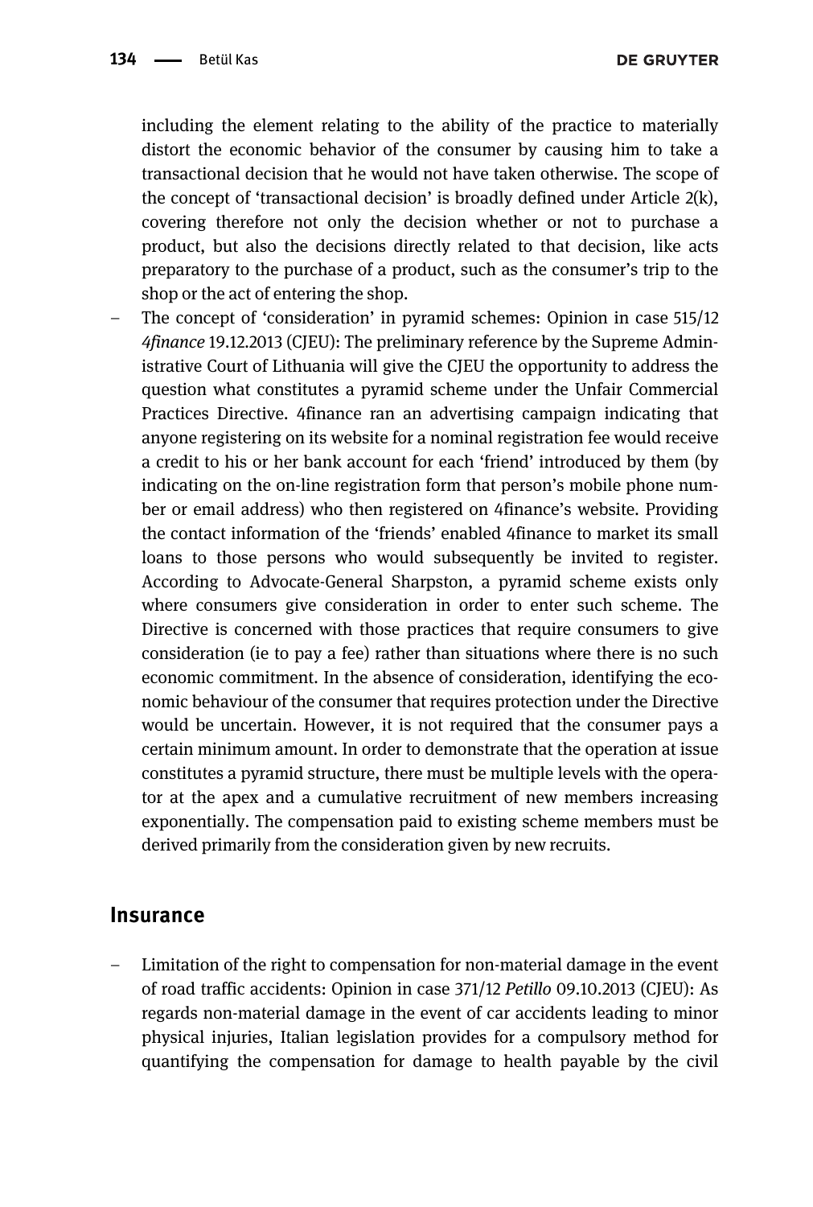including the element relating to the ability of the practice to materially distort the economic behavior of the consumer by causing him to take a transactional decision that he would not have taken otherwise. The scope of the concept of 'transactional decision' is broadly defined under Article 2(k), covering therefore not only the decision whether or not to purchase a product, but also the decisions directly related to that decision, like acts preparatory to the purchase of a product, such as the consumer's trip to the shop or the act of entering the shop.

- The concept of 'consideration' in pyramid schemes: Opinion in case 515/12 *4finance* 19.12.2013 (CJEU): The preliminary reference by the Supreme Administrative Court of Lithuania will give the CJEU the opportunity to address the question what constitutes a pyramid scheme under the Unfair Commercial Practices Directive. 4finance ran an advertising campaign indicating that anyone registering on its website for a nominal registration fee would receive a credit to his or her bank account for each 'friend' introduced by them (by indicating on the on-line registration form that person's mobile phone number or email address) who then registered on 4finance's website. Providing the contact information of the 'friends' enabled 4finance to market its small loans to those persons who would subsequently be invited to register. According to Advocate-General Sharpston, a pyramid scheme exists only where consumers give consideration in order to enter such scheme. The Directive is concerned with those practices that require consumers to give consideration (ie to pay a fee) rather than situations where there is no such economic commitment. In the absence of consideration, identifying the economic behaviour of the consumer that requires protection under the Directive would be uncertain. However, it is not required that the consumer pays a certain minimum amount. In order to demonstrate that the operation at issue constitutes a pyramid structure, there must be multiple levels with the operator at the apex and a cumulative recruitment of new members increasing exponentially. The compensation paid to existing scheme members must be derived primarily from the consideration given by new recruits.

## Insurance

- Limitation of the right to compensation for non-material damage in the event of road traffic accidents: Opinion in case 371/12 *Petillo* 09.10.2013 (CJEU): As regards non-material damage in the event of car accidents leading to minor physical injuries, Italian legislation provides for a compulsory method for quantifying the compensation for damage to health payable by the civil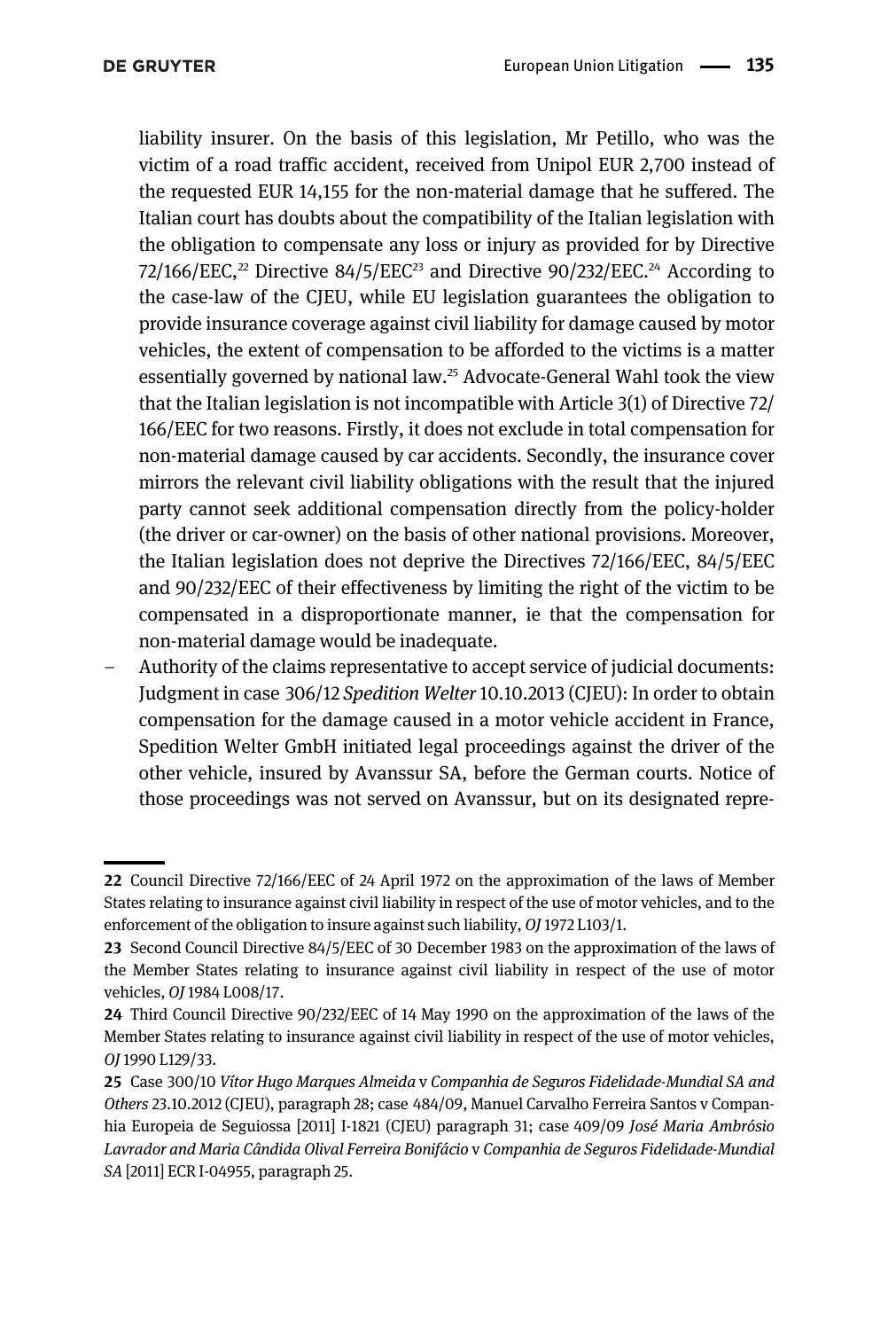liability insurer. On the basis of this legislation, Mr Petillo, who was the victim of a road traffic accident, received from Unipol EUR 2,700 instead of the requested EUR 14,155 for the non-material damage that he suffered. The Italian court has doubts about the compatibility of the Italian legislation with the obligation to compensate any loss or injury as provided for by Directive 72/166/EEC,[22] Directive 84/5/EEC[23] and Directive 90/232/EEC.[24] According to the case-law of the CJEU, while EU legislation guarantees the obligation to provide insurance coverage against civil liability for damage caused by motor vehicles, the extent of compensation to be afforded to the victims is a matter essentially governed by national law.[25] Advocate-General Wahl took the view that the Italian legislation is not incompatible with Article 3(1) of Directive 72/166/EEC for two reasons. Firstly, it does not exclude in total compensation for non-material damage caused by car accidents. Secondly, the insurance cover mirrors the relevant civil liability obligations with the result that the injured party cannot seek additional compensation directly from the policy-holder (the driver or car-owner) on the basis of other national provisions. Moreover, the Italian legislation does not deprive the Directives 72/166/EEC, 84/5/EEC and 90/232/EEC of their effectiveness by limiting the right of the victim to be compensated in a disproportionate manner, ie that the compensation for non-material damage would be inadequate.

- Authority of the claims representative to accept service of judicial documents: Judgment in case 306/12 *Spedition Welter* 10.10.2013 (CJEU): In order to obtain compensation for the damage caused in a motor vehicle accident in France, Spedition Welter GmbH initiated legal proceedings against the driver of the other vehicle, insured by Avanssur SA, before the German courts. Notice of those proceedings was not served on Avanssur, but on its designated repre-

---

**22** Council Directive 72/166/EEC of 24 April 1972 on the approximation of the laws of Member States relating to insurance against civil liability in respect of the use of motor vehicles, and to the enforcement of the obligation to insure against such liability, *OJ* 1972 L103/1.

**23** Second Council Directive 84/5/EEC of 30 December 1983 on the approximation of the laws of the Member States relating to insurance against civil liability in respect of the use of motor vehicles, *OJ* 1984 L008/17.

**24** Third Council Directive 90/232/EEC of 14 May 1990 on the approximation of the laws of the Member States relating to insurance against civil liability in respect of the use of motor vehicles, *OJ* 1990 L129/33.

**25** Case 300/10 *Vítor Hugo Marques Almeida* v *Companhia de Seguros Fidelidade-Mundial SA and Others* 23.10.2012 (CJEU), paragraph 28; case 484/09, Manuel Carvalho Ferreira Santos v Companhia Europeia de Seguiossa [2011] I-1821 (CJEU) paragraph 31; case 409/09 *José Maria Ambrósio Lavrador and Maria Cândida Olival Ferreira Bonifácio* v *Companhia de Seguros Fidelidade-Mundial SA* [2011] ECR I-04955, paragraph 25.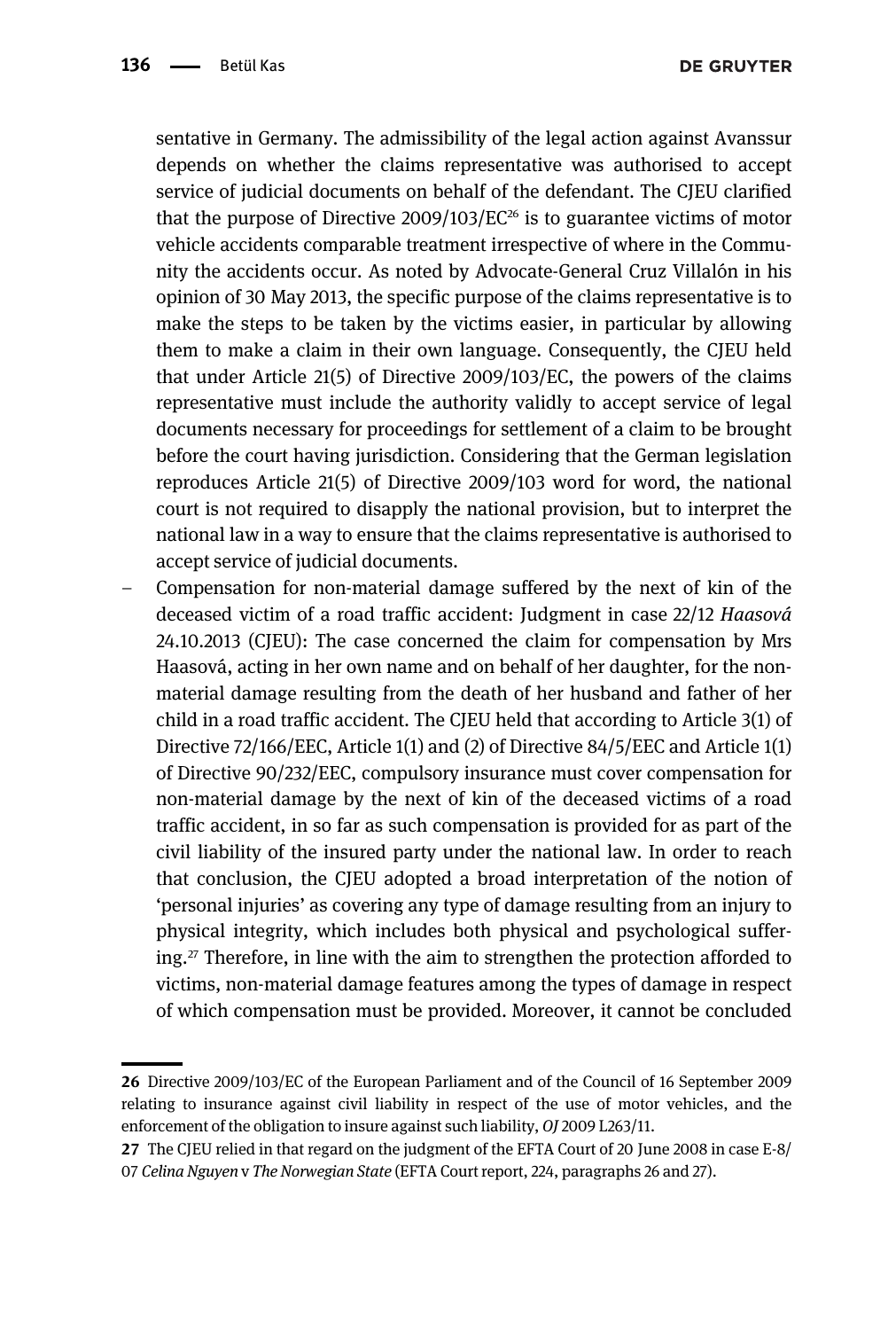sentative in Germany. The admissibility of the legal action against Avanssur depends on whether the claims representative was authorised to accept service of judicial documents on behalf of the defendant. The CJEU clarified that the purpose of Directive 2009/103/EC[26] is to guarantee victims of motor vehicle accidents comparable treatment irrespective of where in the Community the accidents occur. As noted by Advocate-General Cruz Villalón in his opinion of 30 May 2013, the specific purpose of the claims representative is to make the steps to be taken by the victims easier, in particular by allowing them to make a claim in their own language. Consequently, the CJEU held that under Article 21(5) of Directive 2009/103/EC, the powers of the claims representative must include the authority validly to accept service of legal documents necessary for proceedings for settlement of a claim to be brought before the court having jurisdiction. Considering that the German legislation reproduces Article 21(5) of Directive 2009/103 word for word, the national court is not required to disapply the national provision, but to interpret the national law in a way to ensure that the claims representative is authorised to accept service of judicial documents.

- Compensation for non-material damage suffered by the next of kin of the deceased victim of a road traffic accident: Judgment in case 22/12 *Haasová* 24.10.2013 (CJEU): The case concerned the claim for compensation by Mrs Haasová, acting in her own name and on behalf of her daughter, for the non-material damage resulting from the death of her husband and father of her child in a road traffic accident. The CJEU held that according to Article 3(1) of Directive 72/166/EEC, Article 1(1) and (2) of Directive 84/5/EEC and Article 1(1) of Directive 90/232/EEC, compulsory insurance must cover compensation for non-material damage by the next of kin of the deceased victims of a road traffic accident, in so far as such compensation is provided for as part of the civil liability of the insured party under the national law. In order to reach that conclusion, the CJEU adopted a broad interpretation of the notion of 'personal injuries' as covering any type of damage resulting from an injury to physical integrity, which includes both physical and psychological suffering.[27] Therefore, in line with the aim to strengthen the protection afforded to victims, non-material damage features among the types of damage in respect of which compensation must be provided. Moreover, it cannot be concluded

---

**26** Directive 2009/103/EC of the European Parliament and of the Council of 16 September 2009 relating to insurance against civil liability in respect of the use of motor vehicles, and the enforcement of the obligation to insure against such liability, *OJ* 2009 L263/11.

**27** The CJEU relied in that regard on the judgment of the EFTA Court of 20 June 2008 in case E-8/07 *Celina Nguyen* v *The Norwegian State* (EFTA Court report, 224, paragraphs 26 and 27).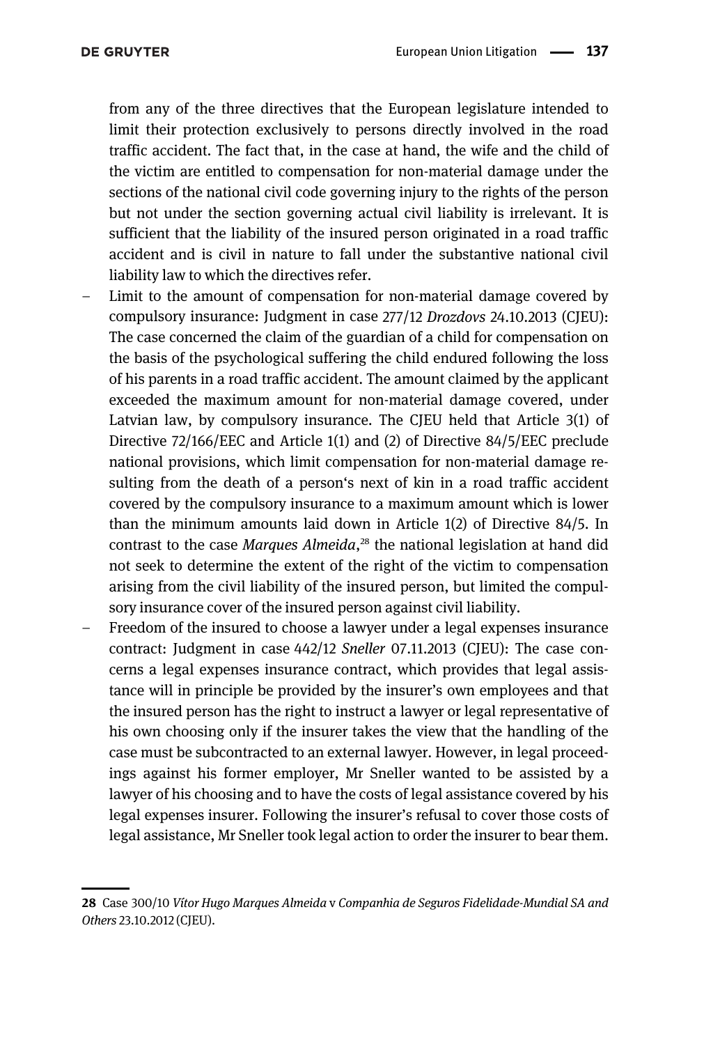from any of the three directives that the European legislature intended to limit their protection exclusively to persons directly involved in the road traffic accident. The fact that, in the case at hand, the wife and the child of the victim are entitled to compensation for non-material damage under the sections of the national civil code governing injury to the rights of the person but not under the section governing actual civil liability is irrelevant. It is sufficient that the liability of the insured person originated in a road traffic accident and is civil in nature to fall under the substantive national civil liability law to which the directives refer.

- Limit to the amount of compensation for non-material damage covered by compulsory insurance: Judgment in case 277/12 *Drozdovs* 24.10.2013 (CJEU): The case concerned the claim of the guardian of a child for compensation on the basis of the psychological suffering the child endured following the loss of his parents in a road traffic accident. The amount claimed by the applicant exceeded the maximum amount for non-material damage covered, under Latvian law, by compulsory insurance. The CJEU held that Article 3(1) of Directive 72/166/EEC and Article 1(1) and (2) of Directive 84/5/EEC preclude national provisions, which limit compensation for non-material damage resulting from the death of a person's next of kin in a road traffic accident covered by the compulsory insurance to a maximum amount which is lower than the minimum amounts laid down in Article 1(2) of Directive 84/5. In contrast to the case *Marques Almeida*,[28] the national legislation at hand did not seek to determine the extent of the right of the victim to compensation arising from the civil liability of the insured person, but limited the compulsory insurance cover of the insured person against civil liability.
- Freedom of the insured to choose a lawyer under a legal expenses insurance contract: Judgment in case 442/12 *Sneller* 07.11.2013 (CJEU): The case concerns a legal expenses insurance contract, which provides that legal assistance will in principle be provided by the insurer's own employees and that the insured person has the right to instruct a lawyer or legal representative of his own choosing only if the insurer takes the view that the handling of the case must be subcontracted to an external lawyer. However, in legal proceedings against his former employer, Mr Sneller wanted to be assisted by a lawyer of his choosing and to have the costs of legal assistance covered by his legal expenses insurer. Following the insurer's refusal to cover those costs of legal assistance, Mr Sneller took legal action to order the insurer to bear them.

[28] Case 300/10 *Vítor Hugo Marques Almeida* v *Companhia de Seguros Fidelidade-Mundial SA and Others* 23.10.2012 (CJEU).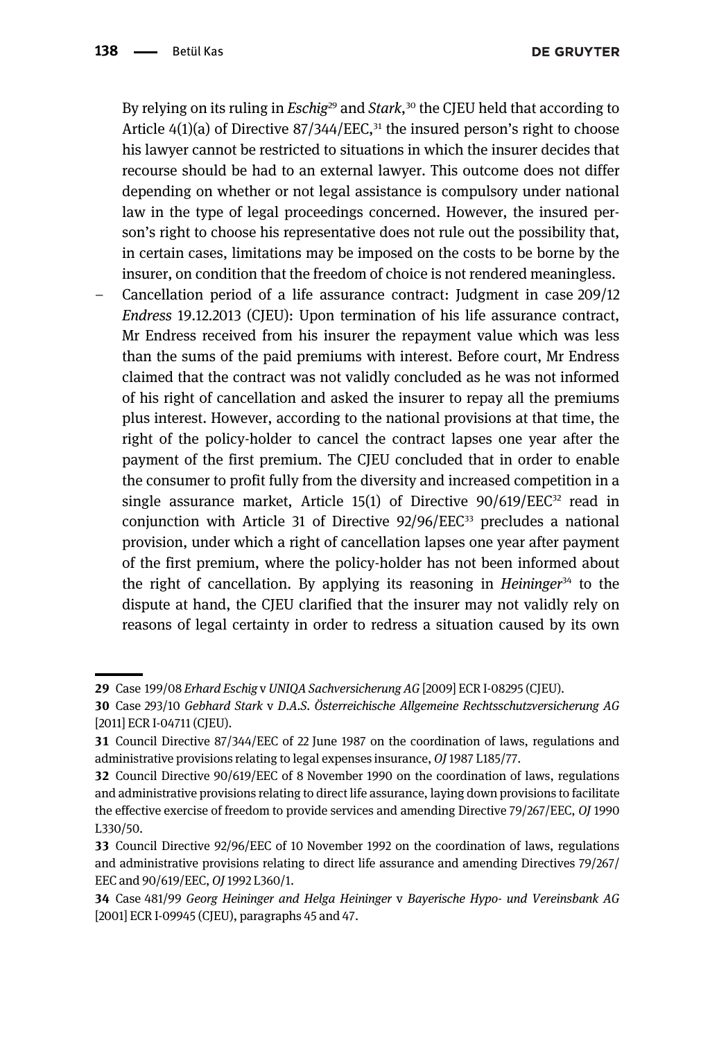By relying on its ruling in *Eschig*[29] and *Stark*,[30] the CJEU held that according to Article 4(1)(a) of Directive 87/344/EEC,[31] the insured person's right to choose his lawyer cannot be restricted to situations in which the insurer decides that recourse should be had to an external lawyer. This outcome does not differ depending on whether or not legal assistance is compulsory under national law in the type of legal proceedings concerned. However, the insured person's right to choose his representative does not rule out the possibility that, in certain cases, limitations may be imposed on the costs to be borne by the insurer, on condition that the freedom of choice is not rendered meaningless.

– Cancellation period of a life assurance contract: Judgment in case 209/12 *Endress* 19.12.2013 (CJEU): Upon termination of his life assurance contract, Mr Endress received from his insurer the repayment value which was less than the sums of the paid premiums with interest. Before court, Mr Endress claimed that the contract was not validly concluded as he was not informed of his right of cancellation and asked the insurer to repay all the premiums plus interest. However, according to the national provisions at that time, the right of the policy-holder to cancel the contract lapses one year after the payment of the first premium. The CJEU concluded that in order to enable the consumer to profit fully from the diversity and increased competition in a single assurance market, Article 15(1) of Directive 90/619/EEC[32] read in conjunction with Article 31 of Directive 92/96/EEC[33] precludes a national provision, under which a right of cancellation lapses one year after payment of the first premium, where the policy-holder has not been informed about the right of cancellation. By applying its reasoning in *Heininger*[34] to the dispute at hand, the CJEU clarified that the insurer may not validly rely on reasons of legal certainty in order to redress a situation caused by its own

---

29 Case 199/08 *Erhard Eschig* v *UNIQA Sachversicherung AG* [2009] ECR I-08295 (CJEU).

30 Case 293/10 *Gebhard Stark* v *D.A.S. Österreichische Allgemeine Rechtsschutzversicherung AG* [2011] ECR I-04711 (CJEU).

31 Council Directive 87/344/EEC of 22 June 1987 on the coordination of laws, regulations and administrative provisions relating to legal expenses insurance, *OJ* 1987 L185/77.

32 Council Directive 90/619/EEC of 8 November 1990 on the coordination of laws, regulations and administrative provisions relating to direct life assurance, laying down provisions to facilitate the effective exercise of freedom to provide services and amending Directive 79/267/EEC, *OJ* 1990 L330/50.

33 Council Directive 92/96/EEC of 10 November 1992 on the coordination of laws, regulations and administrative provisions relating to direct life assurance and amending Directives 79/267/EEC and 90/619/EEC, *OJ* 1992 L360/1.

34 Case 481/99 *Georg Heininger and Helga Heininger* v *Bayerische Hypo- und Vereinsbank AG* [2001] ECR I-09945 (CJEU), paragraphs 45 and 47.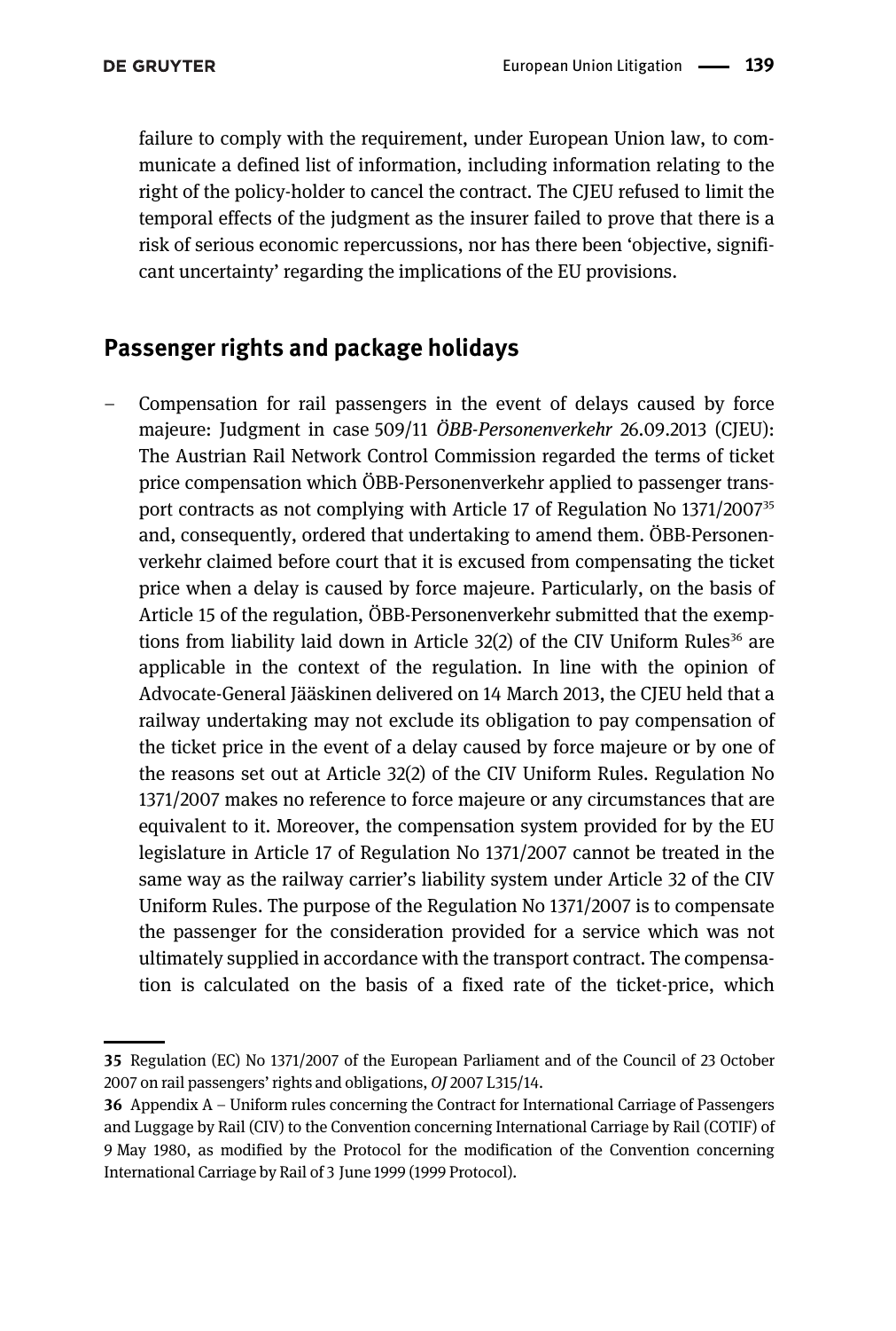failure to comply with the requirement, under European Union law, to communicate a defined list of information, including information relating to the right of the policy-holder to cancel the contract. The CJEU refused to limit the temporal effects of the judgment as the insurer failed to prove that there is a risk of serious economic repercussions, nor has there been 'objective, significant uncertainty' regarding the implications of the EU provisions.

## Passenger rights and package holidays

– Compensation for rail passengers in the event of delays caused by force majeure: Judgment in case 509/11 *ÖBB-Personenverkehr* 26.09.2013 (CJEU): The Austrian Rail Network Control Commission regarded the terms of ticket price compensation which ÖBB-Personenverkehr applied to passenger transport contracts as not complying with Article 17 of Regulation No 1371/2007[35] and, consequently, ordered that undertaking to amend them. ÖBB-Personenverkehr claimed before court that it is excused from compensating the ticket price when a delay is caused by force majeure. Particularly, on the basis of Article 15 of the regulation, ÖBB-Personenverkehr submitted that the exemptions from liability laid down in Article 32(2) of the CIV Uniform Rules[36] are applicable in the context of the regulation. In line with the opinion of Advocate-General Jääskinen delivered on 14 March 2013, the CJEU held that a railway undertaking may not exclude its obligation to pay compensation of the ticket price in the event of a delay caused by force majeure or by one of the reasons set out at Article 32(2) of the CIV Uniform Rules. Regulation No 1371/2007 makes no reference to force majeure or any circumstances that are equivalent to it. Moreover, the compensation system provided for by the EU legislature in Article 17 of Regulation No 1371/2007 cannot be treated in the same way as the railway carrier's liability system under Article 32 of the CIV Uniform Rules. The purpose of the Regulation No 1371/2007 is to compensate the passenger for the consideration provided for a service which was not ultimately supplied in accordance with the transport contract. The compensation is calculated on the basis of a fixed rate of the ticket-price, which

---

**35** Regulation (EC) No 1371/2007 of the European Parliament and of the Council of 23 October 2007 on rail passengers' rights and obligations, *OJ* 2007 L315/14.

**36** Appendix A – Uniform rules concerning the Contract for International Carriage of Passengers and Luggage by Rail (CIV) to the Convention concerning International Carriage by Rail (COTIF) of 9 May 1980, as modified by the Protocol for the modification of the Convention concerning International Carriage by Rail of 3 June 1999 (1999 Protocol).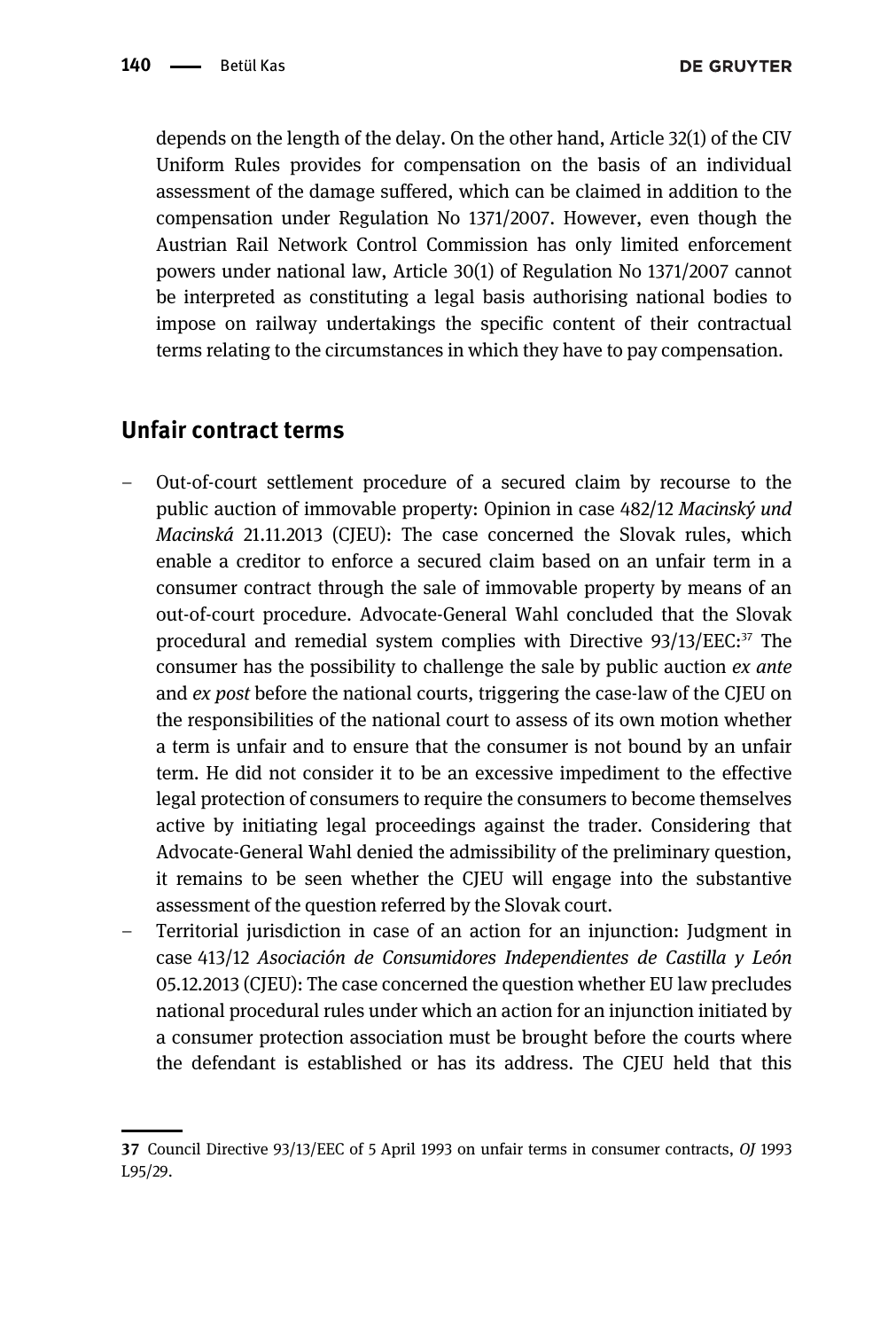depends on the length of the delay. On the other hand, Article 32(1) of the CIV Uniform Rules provides for compensation on the basis of an individual assessment of the damage suffered, which can be claimed in addition to the compensation under Regulation No 1371/2007. However, even though the Austrian Rail Network Control Commission has only limited enforcement powers under national law, Article 30(1) of Regulation No 1371/2007 cannot be interpreted as constituting a legal basis authorising national bodies to impose on railway undertakings the specific content of their contractual terms relating to the circumstances in which they have to pay compensation.

## Unfair contract terms

- Out-of-court settlement procedure of a secured claim by recourse to the public auction of immovable property: Opinion in case 482/12 *Macinský und Macinská* 21.11.2013 (CJEU): The case concerned the Slovak rules, which enable a creditor to enforce a secured claim based on an unfair term in a consumer contract through the sale of immovable property by means of an out-of-court procedure. Advocate-General Wahl concluded that the Slovak procedural and remedial system complies with Directive 93/13/EEC:[37] The consumer has the possibility to challenge the sale by public auction *ex ante* and *ex post* before the national courts, triggering the case-law of the CJEU on the responsibilities of the national court to assess of its own motion whether a term is unfair and to ensure that the consumer is not bound by an unfair term. He did not consider it to be an excessive impediment to the effective legal protection of consumers to require the consumers to become themselves active by initiating legal proceedings against the trader. Considering that Advocate-General Wahl denied the admissibility of the preliminary question, it remains to be seen whether the CJEU will engage into the substantive assessment of the question referred by the Slovak court.
- Territorial jurisdiction in case of an action for an injunction: Judgment in case 413/12 *Asociación de Consumidores Independientes de Castilla y León* 05.12.2013 (CJEU): The case concerned the question whether EU law precludes national procedural rules under which an action for an injunction initiated by a consumer protection association must be brought before the courts where the defendant is established or has its address. The CJEU held that this

---

**37** Council Directive 93/13/EEC of 5 April 1993 on unfair terms in consumer contracts, *OJ* 1993 L95/29.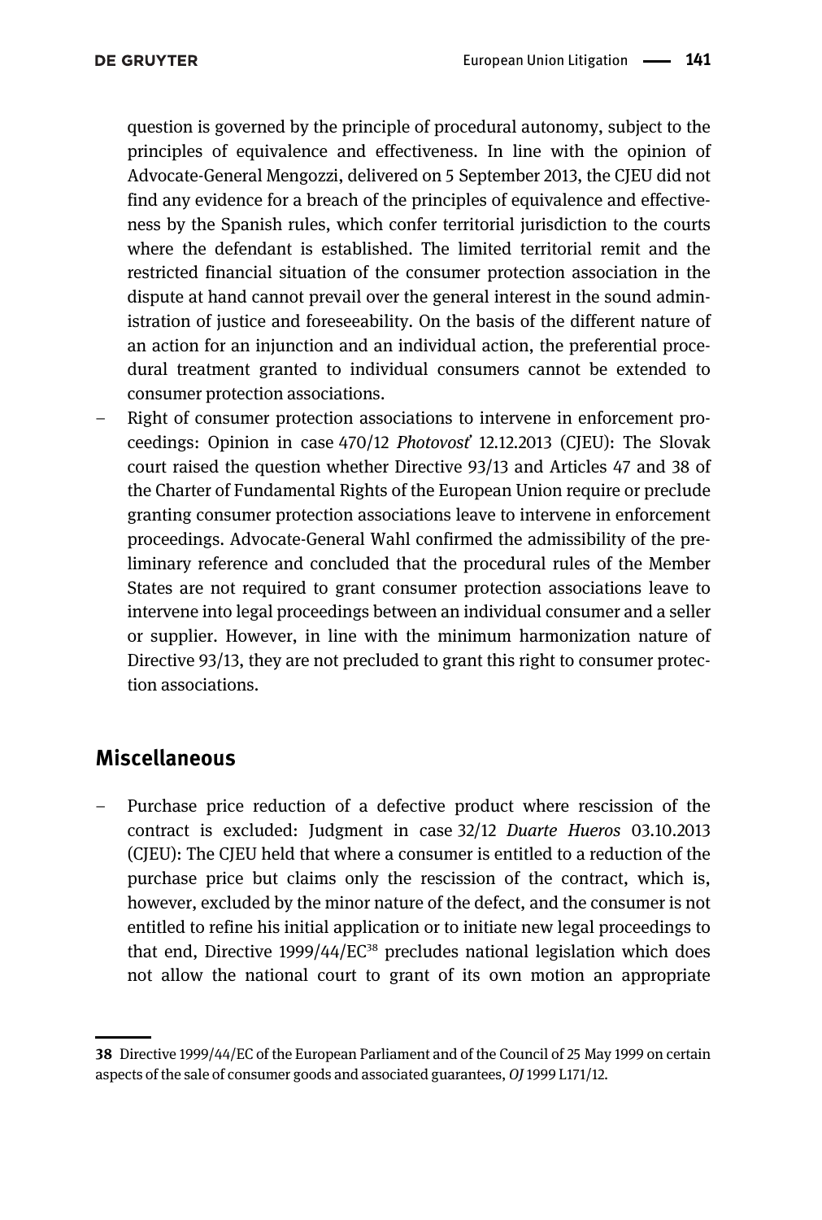question is governed by the principle of procedural autonomy, subject to the principles of equivalence and effectiveness. In line with the opinion of Advocate-General Mengozzi, delivered on 5 September 2013, the CJEU did not find any evidence for a breach of the principles of equivalence and effectiveness by the Spanish rules, which confer territorial jurisdiction to the courts where the defendant is established. The limited territorial remit and the restricted financial situation of the consumer protection association in the dispute at hand cannot prevail over the general interest in the sound administration of justice and foreseeability. On the basis of the different nature of an action for an injunction and an individual action, the preferential procedural treatment granted to individual consumers cannot be extended to consumer protection associations.

- Right of consumer protection associations to intervene in enforcement proceedings: Opinion in case 470/12 *Photovost'* 12.12.2013 (CJEU): The Slovak court raised the question whether Directive 93/13 and Articles 47 and 38 of the Charter of Fundamental Rights of the European Union require or preclude granting consumer protection associations leave to intervene in enforcement proceedings. Advocate-General Wahl confirmed the admissibility of the preliminary reference and concluded that the procedural rules of the Member States are not required to grant consumer protection associations leave to intervene into legal proceedings between an individual consumer and a seller or supplier. However, in line with the minimum harmonization nature of Directive 93/13, they are not precluded to grant this right to consumer protection associations.

## Miscellaneous

- Purchase price reduction of a defective product where rescission of the contract is excluded: Judgment in case 32/12 *Duarte Hueros* 03.10.2013 (CJEU): The CJEU held that where a consumer is entitled to a reduction of the purchase price but claims only the rescission of the contract, which is, however, excluded by the minor nature of the defect, and the consumer is not entitled to refine his initial application or to initiate new legal proceedings to that end, Directive 1999/44/EC[38] precludes national legislation which does not allow the national court to grant of its own motion an appropriate

---

**38** Directive 1999/44/EC of the European Parliament and of the Council of 25 May 1999 on certain aspects of the sale of consumer goods and associated guarantees, *OJ* 1999 L171/12.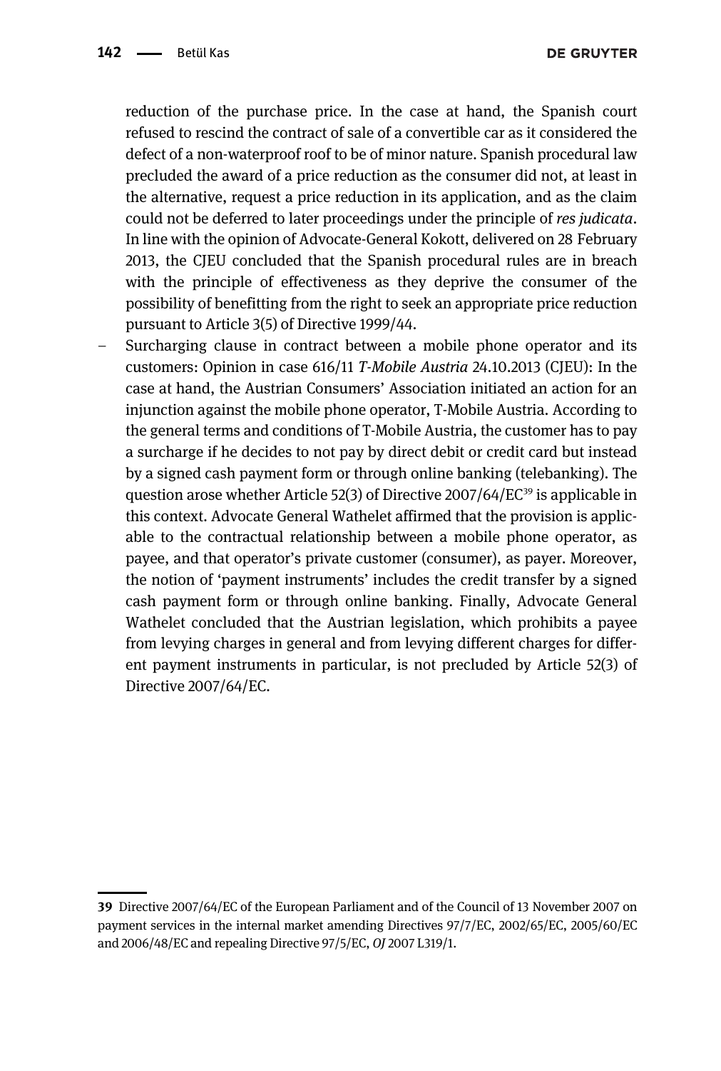reduction of the purchase price. In the case at hand, the Spanish court refused to rescind the contract of sale of a convertible car as it considered the defect of a non-waterproof roof to be of minor nature. Spanish procedural law precluded the award of a price reduction as the consumer did not, at least in the alternative, request a price reduction in its application, and as the claim could not be deferred to later proceedings under the principle of *res judicata*. In line with the opinion of Advocate-General Kokott, delivered on 28 February 2013, the CJEU concluded that the Spanish procedural rules are in breach with the principle of effectiveness as they deprive the consumer of the possibility of benefitting from the right to seek an appropriate price reduction pursuant to Article 3(5) of Directive 1999/44.

- Surcharging clause in contract between a mobile phone operator and its customers: Opinion in case 616/11 *T-Mobile Austria* 24.10.2013 (CJEU): In the case at hand, the Austrian Consumers' Association initiated an action for an injunction against the mobile phone operator, T-Mobile Austria. According to the general terms and conditions of T-Mobile Austria, the customer has to pay a surcharge if he decides to not pay by direct debit or credit card but instead by a signed cash payment form or through online banking (telebanking). The question arose whether Article 52(3) of Directive 2007/64/EC[39] is applicable in this context. Advocate General Wathelet affirmed that the provision is applicable to the contractual relationship between a mobile phone operator, as payee, and that operator's private customer (consumer), as payer. Moreover, the notion of 'payment instruments' includes the credit transfer by a signed cash payment form or through online banking. Finally, Advocate General Wathelet concluded that the Austrian legislation, which prohibits a payee from levying charges in general and from levying different charges for different payment instruments in particular, is not precluded by Article 52(3) of Directive 2007/64/EC.

---

**39** Directive 2007/64/EC of the European Parliament and of the Council of 13 November 2007 on payment services in the internal market amending Directives 97/7/EC, 2002/65/EC, 2005/60/EC and 2006/48/EC and repealing Directive 97/5/EC, *OJ* 2007 L319/1.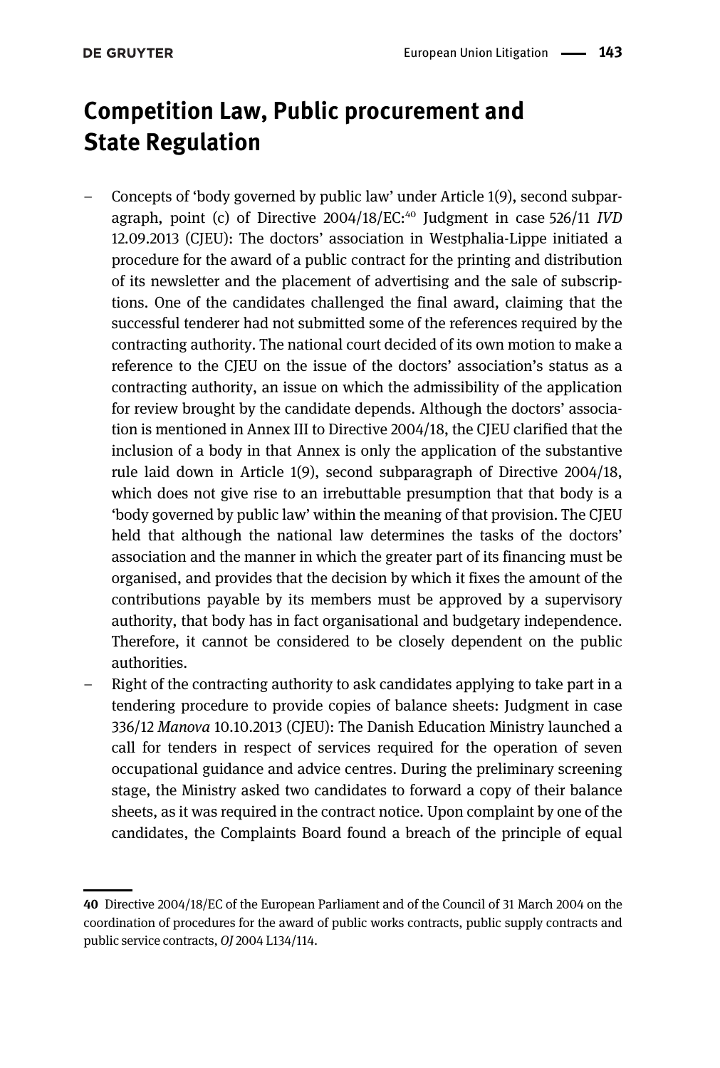## Competition Law, Public procurement and State Regulation

- Concepts of 'body governed by public law' under Article 1(9), second subparagraph, point (c) of Directive 2004/18/EC:[40] Judgment in case 526/11 *IVD* 12.09.2013 (CJEU): The doctors' association in Westphalia-Lippe initiated a procedure for the award of a public contract for the printing and distribution of its newsletter and the placement of advertising and the sale of subscriptions. One of the candidates challenged the final award, claiming that the successful tenderer had not submitted some of the references required by the contracting authority. The national court decided of its own motion to make a reference to the CJEU on the issue of the doctors' association's status as a contracting authority, an issue on which the admissibility of the application for review brought by the candidate depends. Although the doctors' association is mentioned in Annex III to Directive 2004/18, the CJEU clarified that the inclusion of a body in that Annex is only the application of the substantive rule laid down in Article 1(9), second subparagraph of Directive 2004/18, which does not give rise to an irrebuttable presumption that that body is a 'body governed by public law' within the meaning of that provision. The CJEU held that although the national law determines the tasks of the doctors' association and the manner in which the greater part of its financing must be organised, and provides that the decision by which it fixes the amount of the contributions payable by its members must be approved by a supervisory authority, that body has in fact organisational and budgetary independence. Therefore, it cannot be considered to be closely dependent on the public authorities.
- Right of the contracting authority to ask candidates applying to take part in a tendering procedure to provide copies of balance sheets: Judgment in case 336/12 *Manova* 10.10.2013 (CJEU): The Danish Education Ministry launched a call for tenders in respect of services required for the operation of seven occupational guidance and advice centres. During the preliminary screening stage, the Ministry asked two candidates to forward a copy of their balance sheets, as it was required in the contract notice. Upon complaint by one of the candidates, the Complaints Board found a breach of the principle of equal

---

**40** Directive 2004/18/EC of the European Parliament and of the Council of 31 March 2004 on the coordination of procedures for the award of public works contracts, public supply contracts and public service contracts, *OJ* 2004 L134/114.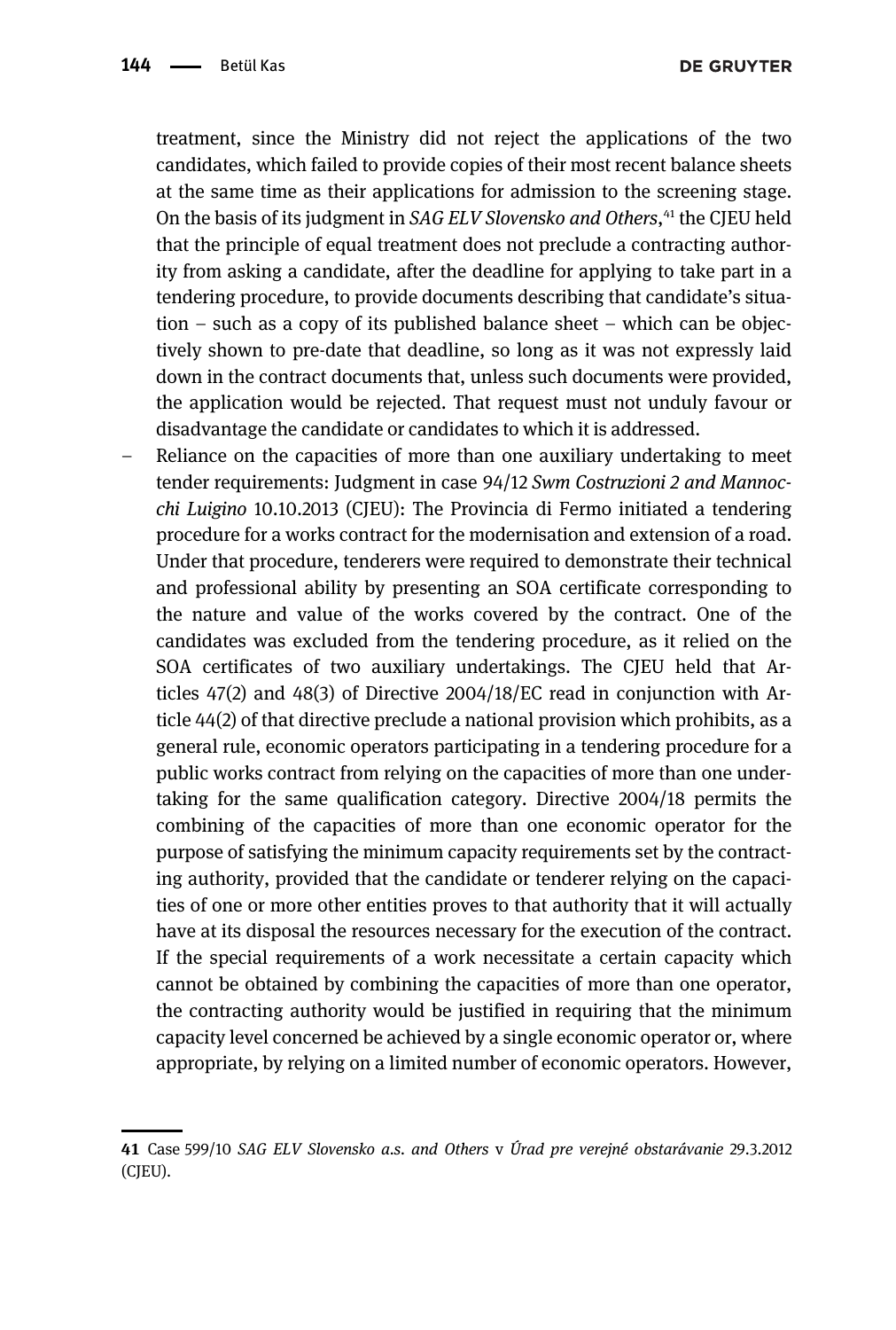treatment, since the Ministry did not reject the applications of the two candidates, which failed to provide copies of their most recent balance sheets at the same time as their applications for admission to the screening stage. On the basis of its judgment in *SAG ELV Slovensko and Others*,[41] the CJEU held that the principle of equal treatment does not preclude a contracting authority from asking a candidate, after the deadline for applying to take part in a tendering procedure, to provide documents describing that candidate's situation – such as a copy of its published balance sheet – which can be objectively shown to pre-date that deadline, so long as it was not expressly laid down in the contract documents that, unless such documents were provided, the application would be rejected. That request must not unduly favour or disadvantage the candidate or candidates to which it is addressed.

– Reliance on the capacities of more than one auxiliary undertaking to meet tender requirements: Judgment in case 94/12 *Swm Costruzioni 2 and Mannocchi Luigino* 10.10.2013 (CJEU): The Provincia di Fermo initiated a tendering procedure for a works contract for the modernisation and extension of a road. Under that procedure, tenderers were required to demonstrate their technical and professional ability by presenting an SOA certificate corresponding to the nature and value of the works covered by the contract. One of the candidates was excluded from the tendering procedure, as it relied on the SOA certificates of two auxiliary undertakings. The CJEU held that Articles 47(2) and 48(3) of Directive 2004/18/EC read in conjunction with Article 44(2) of that directive preclude a national provision which prohibits, as a general rule, economic operators participating in a tendering procedure for a public works contract from relying on the capacities of more than one undertaking for the same qualification category. Directive 2004/18 permits the combining of the capacities of more than one economic operator for the purpose of satisfying the minimum capacity requirements set by the contracting authority, provided that the candidate or tenderer relying on the capacities of one or more other entities proves to that authority that it will actually have at its disposal the resources necessary for the execution of the contract. If the special requirements of a work necessitate a certain capacity which cannot be obtained by combining the capacities of more than one operator, the contracting authority would be justified in requiring that the minimum capacity level concerned be achieved by a single economic operator or, where appropriate, by relying on a limited number of economic operators. However,

---

41 Case 599/10 *SAG ELV Slovensko a.s. and Others* v *Úrad pre verejné obstarávanie* 29.3.2012 (CJEU).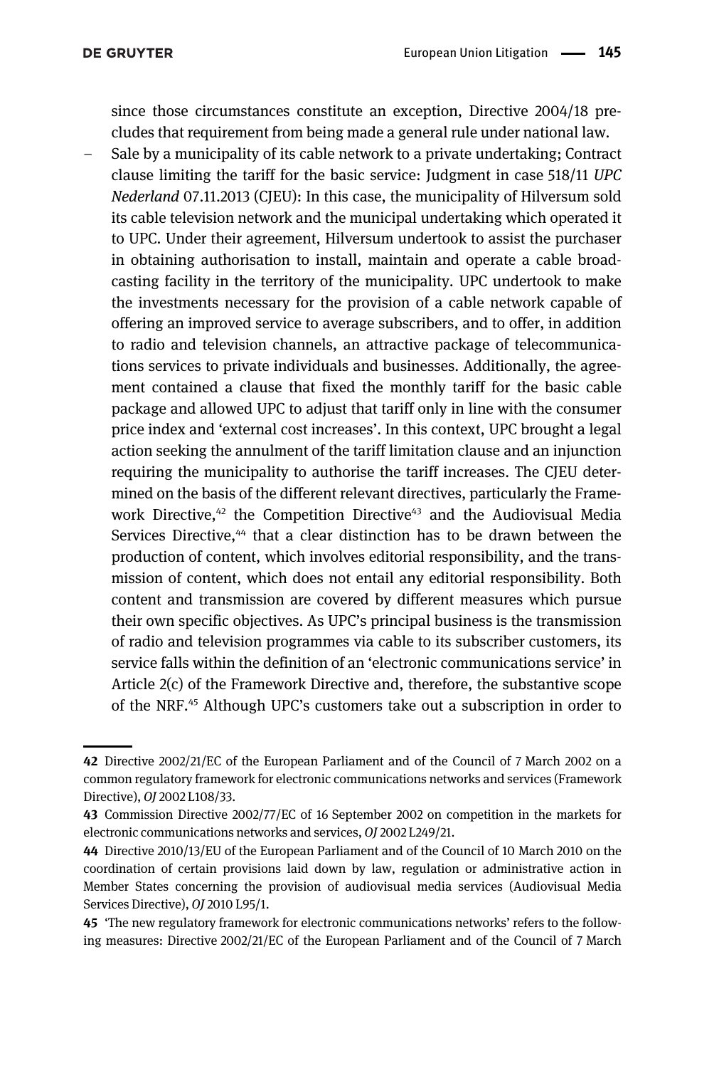since those circumstances constitute an exception, Directive 2004/18 precludes that requirement from being made a general rule under national law.

- Sale by a municipality of its cable network to a private undertaking; Contract clause limiting the tariff for the basic service: Judgment in case 518/11 *UPC Nederland* 07.11.2013 (CJEU): In this case, the municipality of Hilversum sold its cable television network and the municipal undertaking which operated it to UPC. Under their agreement, Hilversum undertook to assist the purchaser in obtaining authorisation to install, maintain and operate a cable broadcasting facility in the territory of the municipality. UPC undertook to make the investments necessary for the provision of a cable network capable of offering an improved service to average subscribers, and to offer, in addition to radio and television channels, an attractive package of telecommunications services to private individuals and businesses. Additionally, the agreement contained a clause that fixed the monthly tariff for the basic cable package and allowed UPC to adjust that tariff only in line with the consumer price index and 'external cost increases'. In this context, UPC brought a legal action seeking the annulment of the tariff limitation clause and an injunction requiring the municipality to authorise the tariff increases. The CJEU determined on the basis of the different relevant directives, particularly the Framework Directive,[42] the Competition Directive[43] and the Audiovisual Media Services Directive,[44] that a clear distinction has to be drawn between the production of content, which involves editorial responsibility, and the transmission of content, which does not entail any editorial responsibility. Both content and transmission are covered by different measures which pursue their own specific objectives. As UPC's principal business is the transmission of radio and television programmes via cable to its subscriber customers, its service falls within the definition of an 'electronic communications service' in Article 2(c) of the Framework Directive and, therefore, the substantive scope of the NRF.[45] Although UPC's customers take out a subscription in order to

---

**42** Directive 2002/21/EC of the European Parliament and of the Council of 7 March 2002 on a common regulatory framework for electronic communications networks and services (Framework Directive), *OJ* 2002 L108/33.

**43** Commission Directive 2002/77/EC of 16 September 2002 on competition in the markets for electronic communications networks and services, *OJ* 2002 L249/21.

**44** Directive 2010/13/EU of the European Parliament and of the Council of 10 March 2010 on the coordination of certain provisions laid down by law, regulation or administrative action in Member States concerning the provision of audiovisual media services (Audiovisual Media Services Directive), *OJ* 2010 L95/1.

**45** 'The new regulatory framework for electronic communications networks' refers to the following measures: Directive 2002/21/EC of the European Parliament and of the Council of 7 March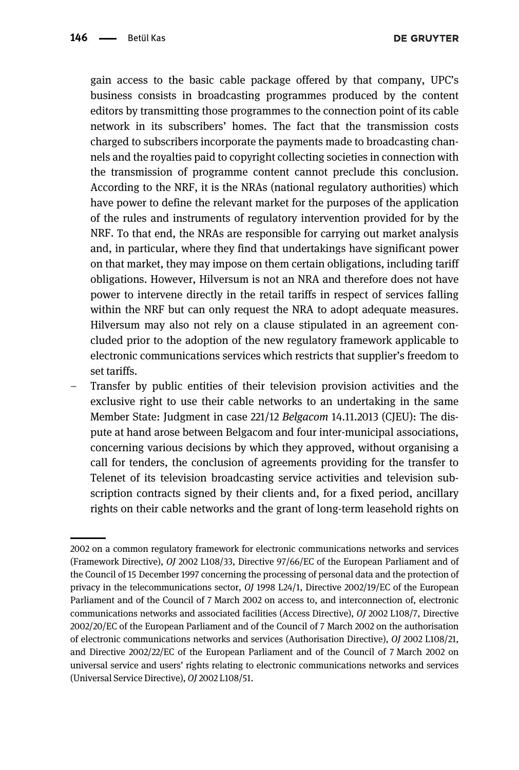gain access to the basic cable package offered by that company, UPC's business consists in broadcasting programmes produced by the content editors by transmitting those programmes to the connection point of its cable network in its subscribers' homes. The fact that the transmission costs charged to subscribers incorporate the payments made to broadcasting channels and the royalties paid to copyright collecting societies in connection with the transmission of programme content cannot preclude this conclusion. According to the NRF, it is the NRAs (national regulatory authorities) which have power to define the relevant market for the purposes of the application of the rules and instruments of regulatory intervention provided for by the NRF. To that end, the NRAs are responsible for carrying out market analysis and, in particular, where they find that undertakings have significant power on that market, they may impose on them certain obligations, including tariff obligations. However, Hilversum is not an NRA and therefore does not have power to intervene directly in the retail tariffs in respect of services falling within the NRF but can only request the NRA to adopt adequate measures. Hilversum may also not rely on a clause stipulated in an agreement concluded prior to the adoption of the new regulatory framework applicable to electronic communications services which restricts that supplier's freedom to set tariffs.

– Transfer by public entities of their television provision activities and the exclusive right to use their cable networks to an undertaking in the same Member State: Judgment in case 221/12 *Belgacom* 14.11.2013 (CJEU): The dispute at hand arose between Belgacom and four inter-municipal associations, concerning various decisions by which they approved, without organising a call for tenders, the conclusion of agreements providing for the transfer to Telenet of its television broadcasting service activities and television subscription contracts signed by their clients and, for a fixed period, ancillary rights on their cable networks and the grant of long-term leasehold rights on

---

2002 on a common regulatory framework for electronic communications networks and services (Framework Directive), *OJ* 2002 L108/33, Directive 97/66/EC of the European Parliament and of the Council of 15 December 1997 concerning the processing of personal data and the protection of privacy in the telecommunications sector, *OJ* 1998 L24/1, Directive 2002/19/EC of the European Parliament and of the Council of 7 March 2002 on access to, and interconnection of, electronic communications networks and associated facilities (Access Directive), *OJ* 2002 L108/7, Directive 2002/20/EC of the European Parliament and of the Council of 7 March 2002 on the authorisation of electronic communications networks and services (Authorisation Directive), *OJ* 2002 L108/21, and Directive 2002/22/EC of the European Parliament and of the Council of 7 March 2002 on universal service and users' rights relating to electronic communications networks and services (Universal Service Directive), *OJ* 2002 L108/51.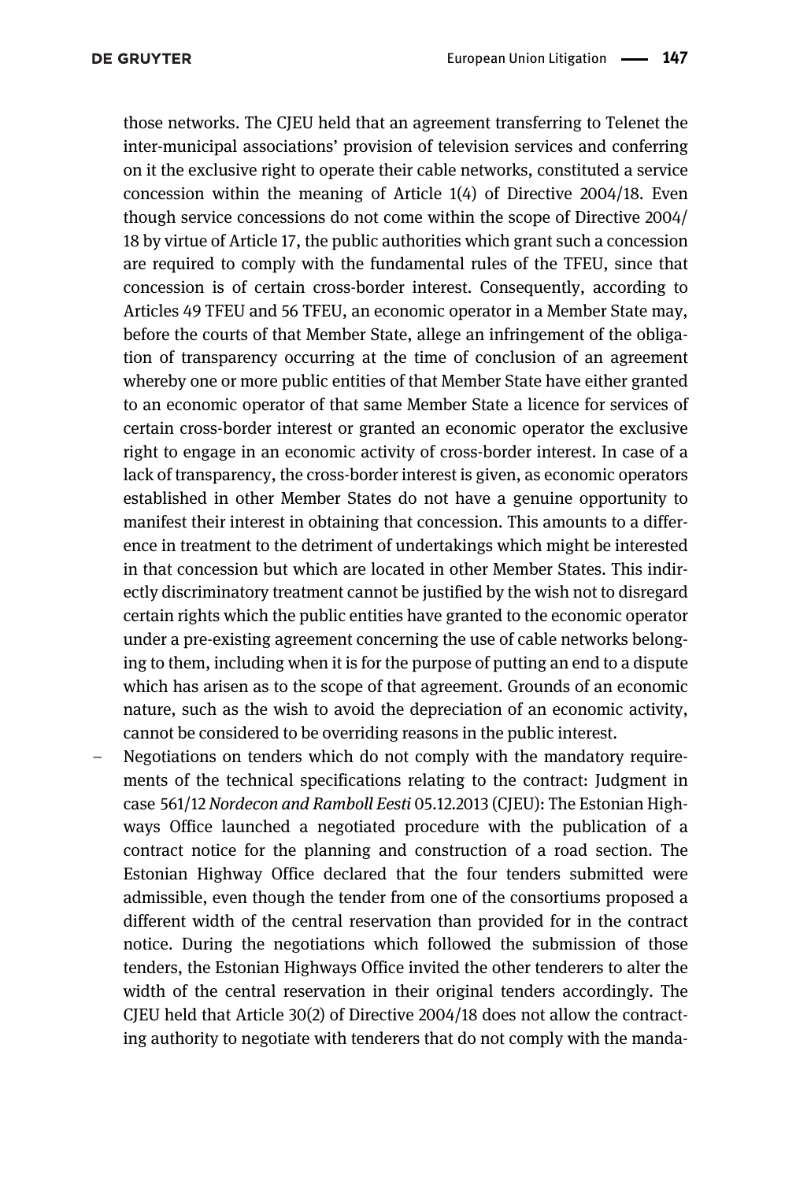those networks. The CJEU held that an agreement transferring to Telenet the inter-municipal associations' provision of television services and conferring on it the exclusive right to operate their cable networks, constituted a service concession within the meaning of Article 1(4) of Directive 2004/18. Even though service concessions do not come within the scope of Directive 2004/18 by virtue of Article 17, the public authorities which grant such a concession are required to comply with the fundamental rules of the TFEU, since that concession is of certain cross-border interest. Consequently, according to Articles 49 TFEU and 56 TFEU, an economic operator in a Member State may, before the courts of that Member State, allege an infringement of the obligation of transparency occurring at the time of conclusion of an agreement whereby one or more public entities of that Member State have either granted to an economic operator of that same Member State a licence for services of certain cross-border interest or granted an economic operator the exclusive right to engage in an economic activity of cross-border interest. In case of a lack of transparency, the cross-border interest is given, as economic operators established in other Member States do not have a genuine opportunity to manifest their interest in obtaining that concession. This amounts to a difference in treatment to the detriment of undertakings which might be interested in that concession but which are located in other Member States. This indirectly discriminatory treatment cannot be justified by the wish not to disregard certain rights which the public entities have granted to the economic operator under a pre-existing agreement concerning the use of cable networks belonging to them, including when it is for the purpose of putting an end to a dispute which has arisen as to the scope of that agreement. Grounds of an economic nature, such as the wish to avoid the depreciation of an economic activity, cannot be considered to be overriding reasons in the public interest.

- Negotiations on tenders which do not comply with the mandatory requirements of the technical specifications relating to the contract: Judgment in case 561/12 *Nordecon and Ramboll Eesti* 05.12.2013 (CJEU): The Estonian Highways Office launched a negotiated procedure with the publication of a contract notice for the planning and construction of a road section. The Estonian Highway Office declared that the four tenders submitted were admissible, even though the tender from one of the consortiums proposed a different width of the central reservation than provided for in the contract notice. During the negotiations which followed the submission of those tenders, the Estonian Highways Office invited the other tenderers to alter the width of the central reservation in their original tenders accordingly. The CJEU held that Article 30(2) of Directive 2004/18 does not allow the contracting authority to negotiate with tenderers that do not comply with the manda-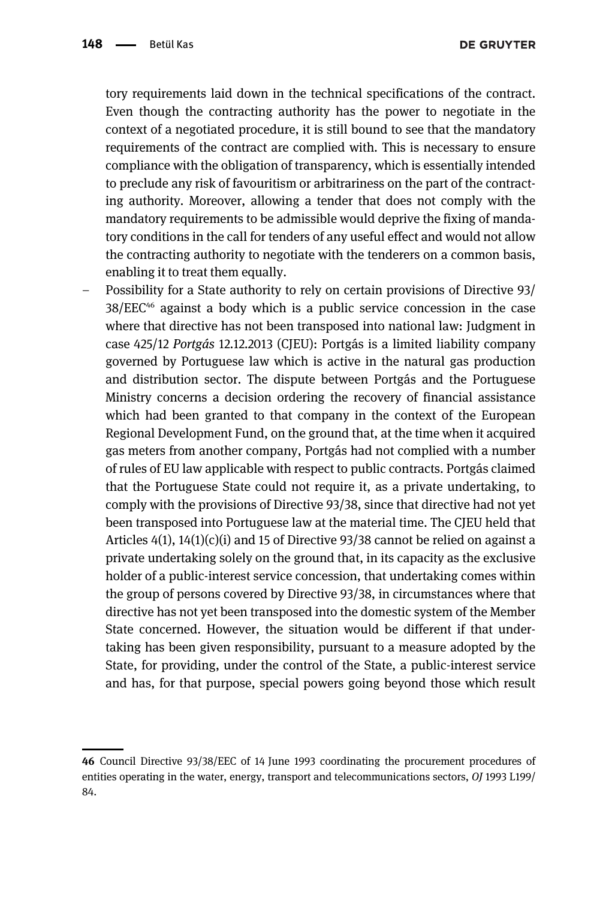tory requirements laid down in the technical specifications of the contract. Even though the contracting authority has the power to negotiate in the context of a negotiated procedure, it is still bound to see that the mandatory requirements of the contract are complied with. This is necessary to ensure compliance with the obligation of transparency, which is essentially intended to preclude any risk of favouritism or arbitrariness on the part of the contracting authority. Moreover, allowing a tender that does not comply with the mandatory requirements to be admissible would deprive the fixing of mandatory conditions in the call for tenders of any useful effect and would not allow the contracting authority to negotiate with the tenderers on a common basis, enabling it to treat them equally.

– Possibility for a State authority to rely on certain provisions of Directive 93/38/EEC[46] against a body which is a public service concession in the case where that directive has not been transposed into national law: Judgment in case 425/12 *Portgás* 12.12.2013 (CJEU): Portgás is a limited liability company governed by Portuguese law which is active in the natural gas production and distribution sector. The dispute between Portgás and the Portuguese Ministry concerns a decision ordering the recovery of financial assistance which had been granted to that company in the context of the European Regional Development Fund, on the ground that, at the time when it acquired gas meters from another company, Portgás had not complied with a number of rules of EU law applicable with respect to public contracts. Portgás claimed that the Portuguese State could not require it, as a private undertaking, to comply with the provisions of Directive 93/38, since that directive had not yet been transposed into Portuguese law at the material time. The CJEU held that Articles 4(1), 14(1)(c)(i) and 15 of Directive 93/38 cannot be relied on against a private undertaking solely on the ground that, in its capacity as the exclusive holder of a public-interest service concession, that undertaking comes within the group of persons covered by Directive 93/38, in circumstances where that directive has not yet been transposed into the domestic system of the Member State concerned. However, the situation would be different if that undertaking has been given responsibility, pursuant to a measure adopted by the State, for providing, under the control of the State, a public-interest service and has, for that purpose, special powers going beyond those which result

---

[46] Council Directive 93/38/EEC of 14 June 1993 coordinating the procurement procedures of entities operating in the water, energy, transport and telecommunications sectors, *OJ* 1993 L199/84.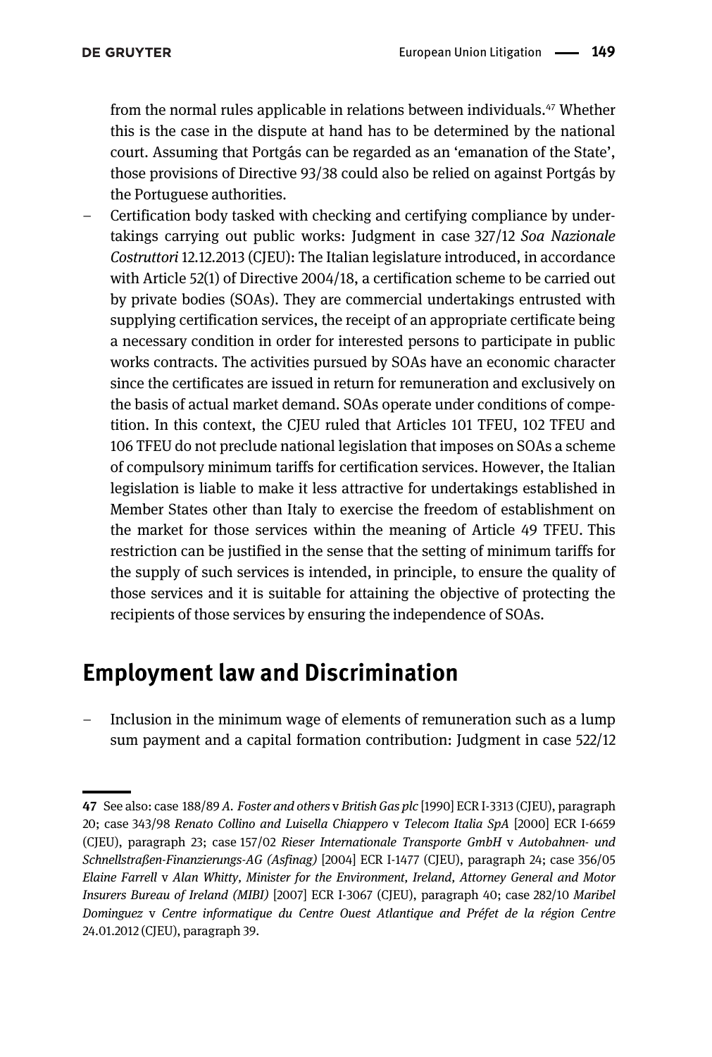from the normal rules applicable in relations between individuals.[47] Whether this is the case in the dispute at hand has to be determined by the national court. Assuming that Portgás can be regarded as an 'emanation of the State', those provisions of Directive 93/38 could also be relied on against Portgás by the Portuguese authorities.

- Certification body tasked with checking and certifying compliance by undertakings carrying out public works: Judgment in case 327/12 *Soa Nazionale Costruttori* 12.12.2013 (CJEU): The Italian legislature introduced, in accordance with Article 52(1) of Directive 2004/18, a certification scheme to be carried out by private bodies (SOAs). They are commercial undertakings entrusted with supplying certification services, the receipt of an appropriate certificate being a necessary condition in order for interested persons to participate in public works contracts. The activities pursued by SOAs have an economic character since the certificates are issued in return for remuneration and exclusively on the basis of actual market demand. SOAs operate under conditions of competition. In this context, the CJEU ruled that Articles 101 TFEU, 102 TFEU and 106 TFEU do not preclude national legislation that imposes on SOAs a scheme of compulsory minimum tariffs for certification services. However, the Italian legislation is liable to make it less attractive for undertakings established in Member States other than Italy to exercise the freedom of establishment on the market for those services within the meaning of Article 49 TFEU. This restriction can be justified in the sense that the setting of minimum tariffs for the supply of such services is intended, in principle, to ensure the quality of those services and it is suitable for attaining the objective of protecting the recipients of those services by ensuring the independence of SOAs.

## Employment law and Discrimination

- Inclusion in the minimum wage of elements of remuneration such as a lump sum payment and a capital formation contribution: Judgment in case 522/12

---

**47** See also: case 188/89 *A. Foster and others* v *British Gas plc* [1990] ECR I-3313 (CJEU), paragraph 20; case 343/98 *Renato Collino and Luisella Chiappero* v *Telecom Italia SpA* [2000] ECR I-6659 (CJEU), paragraph 23; case 157/02 *Rieser Internationale Transporte GmbH* v *Autobahnen- und Schnellstraßen-Finanzierungs-AG (Asfinag)* [2004] ECR I-1477 (CJEU), paragraph 24; case 356/05 *Elaine Farrell* v *Alan Whitty, Minister for the Environment, Ireland, Attorney General and Motor Insurers Bureau of Ireland (MIBI)* [2007] ECR I-3067 (CJEU), paragraph 40; case 282/10 *Maribel Dominguez* v *Centre informatique du Centre Ouest Atlantique and Préfet de la région Centre* 24.01.2012 (CJEU), paragraph 39.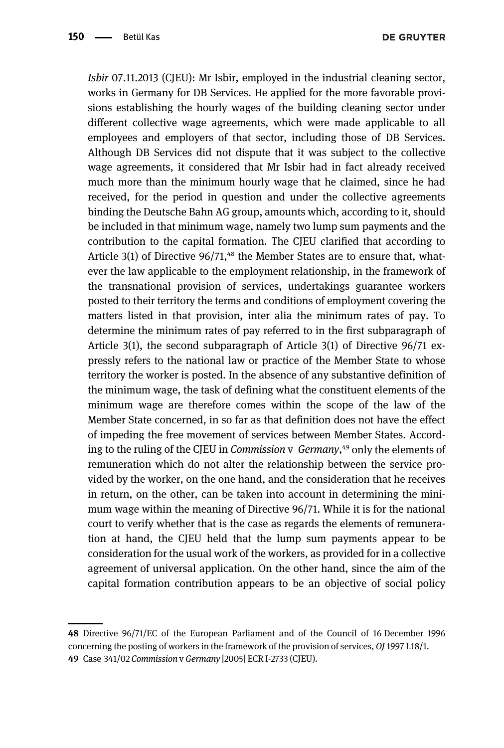*Isbir* 07.11.2013 (CJEU): Mr Isbir, employed in the industrial cleaning sector, works in Germany for DB Services. He applied for the more favorable provisions establishing the hourly wages of the building cleaning sector under different collective wage agreements, which were made applicable to all employees and employers of that sector, including those of DB Services. Although DB Services did not dispute that it was subject to the collective wage agreements, it considered that Mr Isbir had in fact already received much more than the minimum hourly wage that he claimed, since he had received, for the period in question and under the collective agreements binding the Deutsche Bahn AG group, amounts which, according to it, should be included in that minimum wage, namely two lump sum payments and the contribution to the capital formation. The CJEU clarified that according to Article 3(1) of Directive 96/71,[48] the Member States are to ensure that, whatever the law applicable to the employment relationship, in the framework of the transnational provision of services, undertakings guarantee workers posted to their territory the terms and conditions of employment covering the matters listed in that provision, inter alia the minimum rates of pay. To determine the minimum rates of pay referred to in the first subparagraph of Article 3(1), the second subparagraph of Article 3(1) of Directive 96/71 expressly refers to the national law or practice of the Member State to whose territory the worker is posted. In the absence of any substantive definition of the minimum wage, the task of defining what the constituent elements of the minimum wage are therefore comes within the scope of the law of the Member State concerned, in so far as that definition does not have the effect of impeding the free movement of services between Member States. According to the ruling of the CJEU in *Commission* v *Germany*,[49] only the elements of remuneration which do not alter the relationship between the service provided by the worker, on the one hand, and the consideration that he receives in return, on the other, can be taken into account in determining the minimum wage within the meaning of Directive 96/71. While it is for the national court to verify whether that is the case as regards the elements of remuneration at hand, the CJEU held that the lump sum payments appear to be consideration for the usual work of the workers, as provided for in a collective agreement of universal application. On the other hand, since the aim of the capital formation contribution appears to be an objective of social policy

---

**48** Directive 96/71/EC of the European Parliament and of the Council of 16 December 1996 concerning the posting of workers in the framework of the provision of services, *OJ* 1997 L18/1.

**49** Case 341/02 *Commission* v *Germany* [2005] ECR I-2733 (CJEU).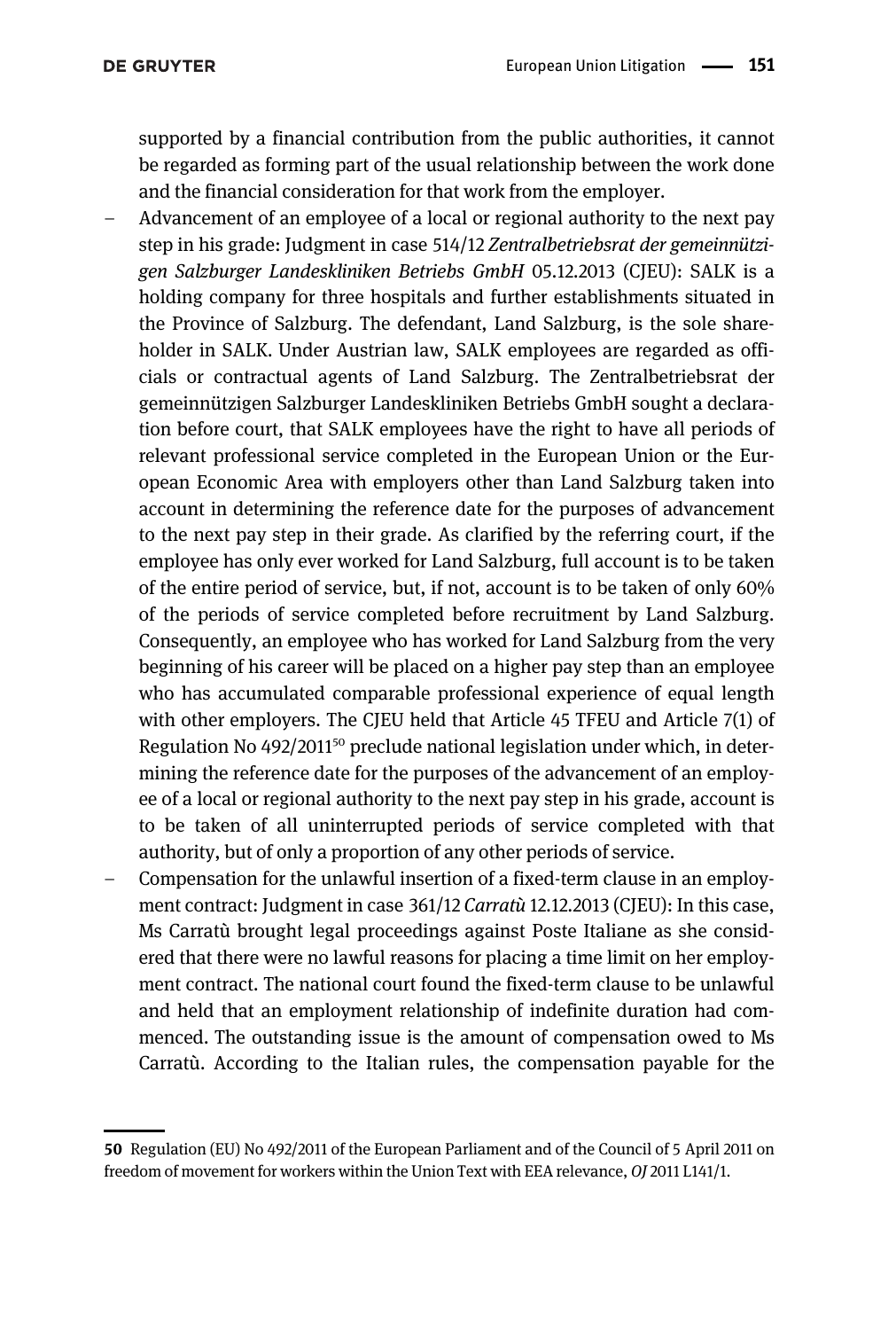supported by a financial contribution from the public authorities, it cannot be regarded as forming part of the usual relationship between the work done and the financial consideration for that work from the employer.

- Advancement of an employee of a local or regional authority to the next pay step in his grade: Judgment in case 514/12 *Zentralbetriebsrat der gemeinnützigen Salzburger Landeskliniken Betriebs GmbH* 05.12.2013 (CJEU): SALK is a holding company for three hospitals and further establishments situated in the Province of Salzburg. The defendant, Land Salzburg, is the sole shareholder in SALK. Under Austrian law, SALK employees are regarded as officials or contractual agents of Land Salzburg. The Zentralbetriebsrat der gemeinnützigen Salzburger Landeskliniken Betriebs GmbH sought a declaration before court, that SALK employees have the right to have all periods of relevant professional service completed in the European Union or the European Economic Area with employers other than Land Salzburg taken into account in determining the reference date for the purposes of advancement to the next pay step in their grade. As clarified by the referring court, if the employee has only ever worked for Land Salzburg, full account is to be taken of the entire period of service, but, if not, account is to be taken of only 60% of the periods of service completed before recruitment by Land Salzburg. Consequently, an employee who has worked for Land Salzburg from the very beginning of his career will be placed on a higher pay step than an employee who has accumulated comparable professional experience of equal length with other employers. The CJEU held that Article 45 TFEU and Article 7(1) of Regulation No 492/2011[50] preclude national legislation under which, in determining the reference date for the purposes of the advancement of an employee of a local or regional authority to the next pay step in his grade, account is to be taken of all uninterrupted periods of service completed with that authority, but of only a proportion of any other periods of service.
- Compensation for the unlawful insertion of a fixed-term clause in an employment contract: Judgment in case 361/12 *Carratù* 12.12.2013 (CJEU): In this case, Ms Carratù brought legal proceedings against Poste Italiane as she considered that there were no lawful reasons for placing a time limit on her employment contract. The national court found the fixed-term clause to be unlawful and held that an employment relationship of indefinite duration had commenced. The outstanding issue is the amount of compensation owed to Ms Carratù. According to the Italian rules, the compensation payable for the

**50** Regulation (EU) No 492/2011 of the European Parliament and of the Council of 5 April 2011 on freedom of movement for workers within the Union Text with EEA relevance, *OJ* 2011 L141/1.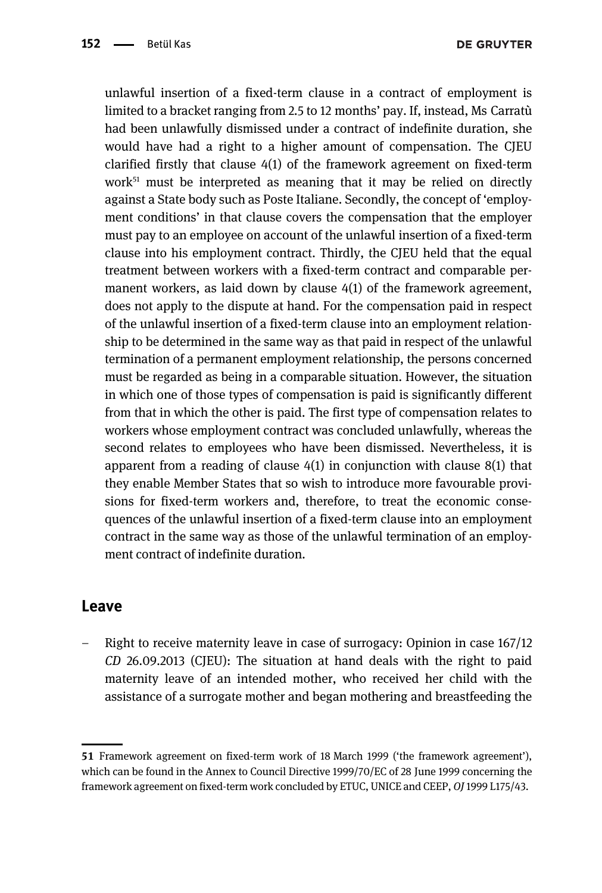unlawful insertion of a fixed-term clause in a contract of employment is limited to a bracket ranging from 2.5 to 12 months' pay. If, instead, Ms Carratù had been unlawfully dismissed under a contract of indefinite duration, she would have had a right to a higher amount of compensation. The CJEU clarified firstly that clause 4(1) of the framework agreement on fixed-term work[51] must be interpreted as meaning that it may be relied on directly against a State body such as Poste Italiane. Secondly, the concept of 'employment conditions' in that clause covers the compensation that the employer must pay to an employee on account of the unlawful insertion of a fixed-term clause into his employment contract. Thirdly, the CJEU held that the equal treatment between workers with a fixed-term contract and comparable permanent workers, as laid down by clause 4(1) of the framework agreement, does not apply to the dispute at hand. For the compensation paid in respect of the unlawful insertion of a fixed-term clause into an employment relationship to be determined in the same way as that paid in respect of the unlawful termination of a permanent employment relationship, the persons concerned must be regarded as being in a comparable situation. However, the situation in which one of those types of compensation is paid is significantly different from that in which the other is paid. The first type of compensation relates to workers whose employment contract was concluded unlawfully, whereas the second relates to employees who have been dismissed. Nevertheless, it is apparent from a reading of clause 4(1) in conjunction with clause 8(1) that they enable Member States that so wish to introduce more favourable provisions for fixed-term workers and, therefore, to treat the economic consequences of the unlawful insertion of a fixed-term clause into an employment contract in the same way as those of the unlawful termination of an employment contract of indefinite duration.

## Leave

- Right to receive maternity leave in case of surrogacy: Opinion in case 167/12 *CD* 26.09.2013 (CJEU): The situation at hand deals with the right to paid maternity leave of an intended mother, who received her child with the assistance of a surrogate mother and began mothering and breastfeeding the

---

[51] Framework agreement on fixed-term work of 18 March 1999 ('the framework agreement'), which can be found in the Annex to Council Directive 1999/70/EC of 28 June 1999 concerning the framework agreement on fixed-term work concluded by ETUC, UNICE and CEEP, *OJ* 1999 L175/43.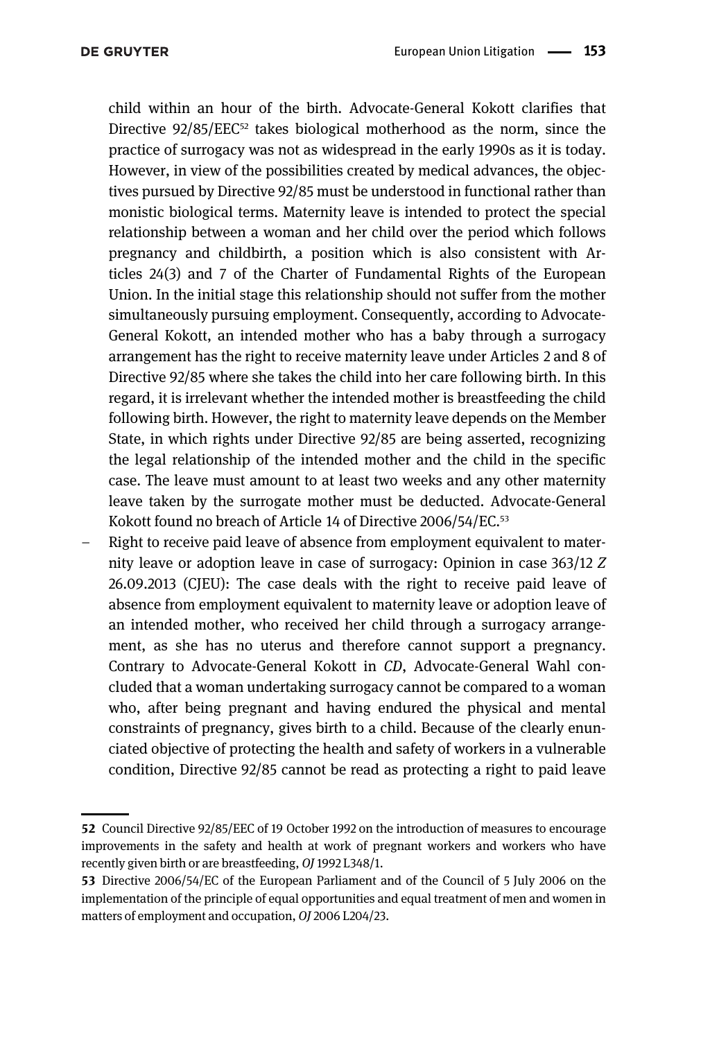child within an hour of the birth. Advocate-General Kokott clarifies that Directive 92/85/EEC[52] takes biological motherhood as the norm, since the practice of surrogacy was not as widespread in the early 1990s as it is today. However, in view of the possibilities created by medical advances, the objectives pursued by Directive 92/85 must be understood in functional rather than monistic biological terms. Maternity leave is intended to protect the special relationship between a woman and her child over the period which follows pregnancy and childbirth, a position which is also consistent with Articles 24(3) and 7 of the Charter of Fundamental Rights of the European Union. In the initial stage this relationship should not suffer from the mother simultaneously pursuing employment. Consequently, according to Advocate-General Kokott, an intended mother who has a baby through a surrogacy arrangement has the right to receive maternity leave under Articles 2 and 8 of Directive 92/85 where she takes the child into her care following birth. In this regard, it is irrelevant whether the intended mother is breastfeeding the child following birth. However, the right to maternity leave depends on the Member State, in which rights under Directive 92/85 are being asserted, recognizing the legal relationship of the intended mother and the child in the specific case. The leave must amount to at least two weeks and any other maternity leave taken by the surrogate mother must be deducted. Advocate-General Kokott found no breach of Article 14 of Directive 2006/54/EC.[53]

- Right to receive paid leave of absence from employment equivalent to maternity leave or adoption leave in case of surrogacy: Opinion in case 363/12 *Z* 26.09.2013 (CJEU): The case deals with the right to receive paid leave of absence from employment equivalent to maternity leave or adoption leave of an intended mother, who received her child through a surrogacy arrangement, as she has no uterus and therefore cannot support a pregnancy. Contrary to Advocate-General Kokott in *CD*, Advocate-General Wahl concluded that a woman undertaking surrogacy cannot be compared to a woman who, after being pregnant and having endured the physical and mental constraints of pregnancy, gives birth to a child. Because of the clearly enunciated objective of protecting the health and safety of workers in a vulnerable condition, Directive 92/85 cannot be read as protecting a right to paid leave

---

**52** Council Directive 92/85/EEC of 19 October 1992 on the introduction of measures to encourage improvements in the safety and health at work of pregnant workers and workers who have recently given birth or are breastfeeding, *OJ* 1992 L348/1.

**53** Directive 2006/54/EC of the European Parliament and of the Council of 5 July 2006 on the implementation of the principle of equal opportunities and equal treatment of men and women in matters of employment and occupation, *OJ* 2006 L204/23.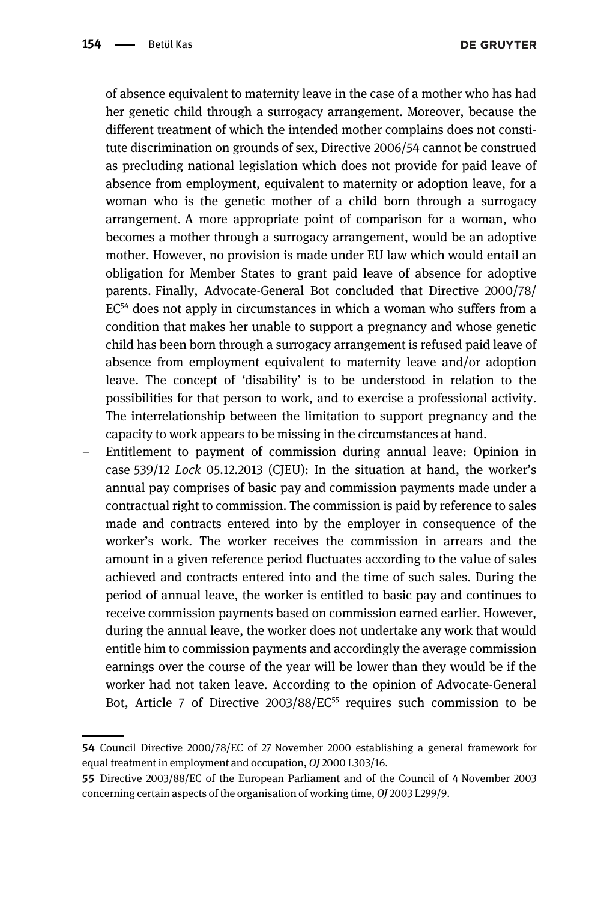of absence equivalent to maternity leave in the case of a mother who has had her genetic child through a surrogacy arrangement. Moreover, because the different treatment of which the intended mother complains does not constitute discrimination on grounds of sex, Directive 2006/54 cannot be construed as precluding national legislation which does not provide for paid leave of absence from employment, equivalent to maternity or adoption leave, for a woman who is the genetic mother of a child born through a surrogacy arrangement. A more appropriate point of comparison for a woman, who becomes a mother through a surrogacy arrangement, would be an adoptive mother. However, no provision is made under EU law which would entail an obligation for Member States to grant paid leave of absence for adoptive parents. Finally, Advocate-General Bot concluded that Directive 2000/78/EC[54] does not apply in circumstances in which a woman who suffers from a condition that makes her unable to support a pregnancy and whose genetic child has been born through a surrogacy arrangement is refused paid leave of absence from employment equivalent to maternity leave and/or adoption leave. The concept of 'disability' is to be understood in relation to the possibilities for that person to work, and to exercise a professional activity. The interrelationship between the limitation to support pregnancy and the capacity to work appears to be missing in the circumstances at hand.

- Entitlement to payment of commission during annual leave: Opinion in case 539/12 *Lock* 05.12.2013 (CJEU): In the situation at hand, the worker's annual pay comprises of basic pay and commission payments made under a contractual right to commission. The commission is paid by reference to sales made and contracts entered into by the employer in consequence of the worker's work. The worker receives the commission in arrears and the amount in a given reference period fluctuates according to the value of sales achieved and contracts entered into and the time of such sales. During the period of annual leave, the worker is entitled to basic pay and continues to receive commission payments based on commission earned earlier. However, during the annual leave, the worker does not undertake any work that would entitle him to commission payments and accordingly the average commission earnings over the course of the year will be lower than they would be if the worker had not taken leave. According to the opinion of Advocate-General Bot, Article 7 of Directive 2003/88/EC[55] requires such commission to be

---

[54] Council Directive 2000/78/EC of 27 November 2000 establishing a general framework for equal treatment in employment and occupation, *OJ* 2000 L303/16.

[55] Directive 2003/88/EC of the European Parliament and of the Council of 4 November 2003 concerning certain aspects of the organisation of working time, *OJ* 2003 L299/9.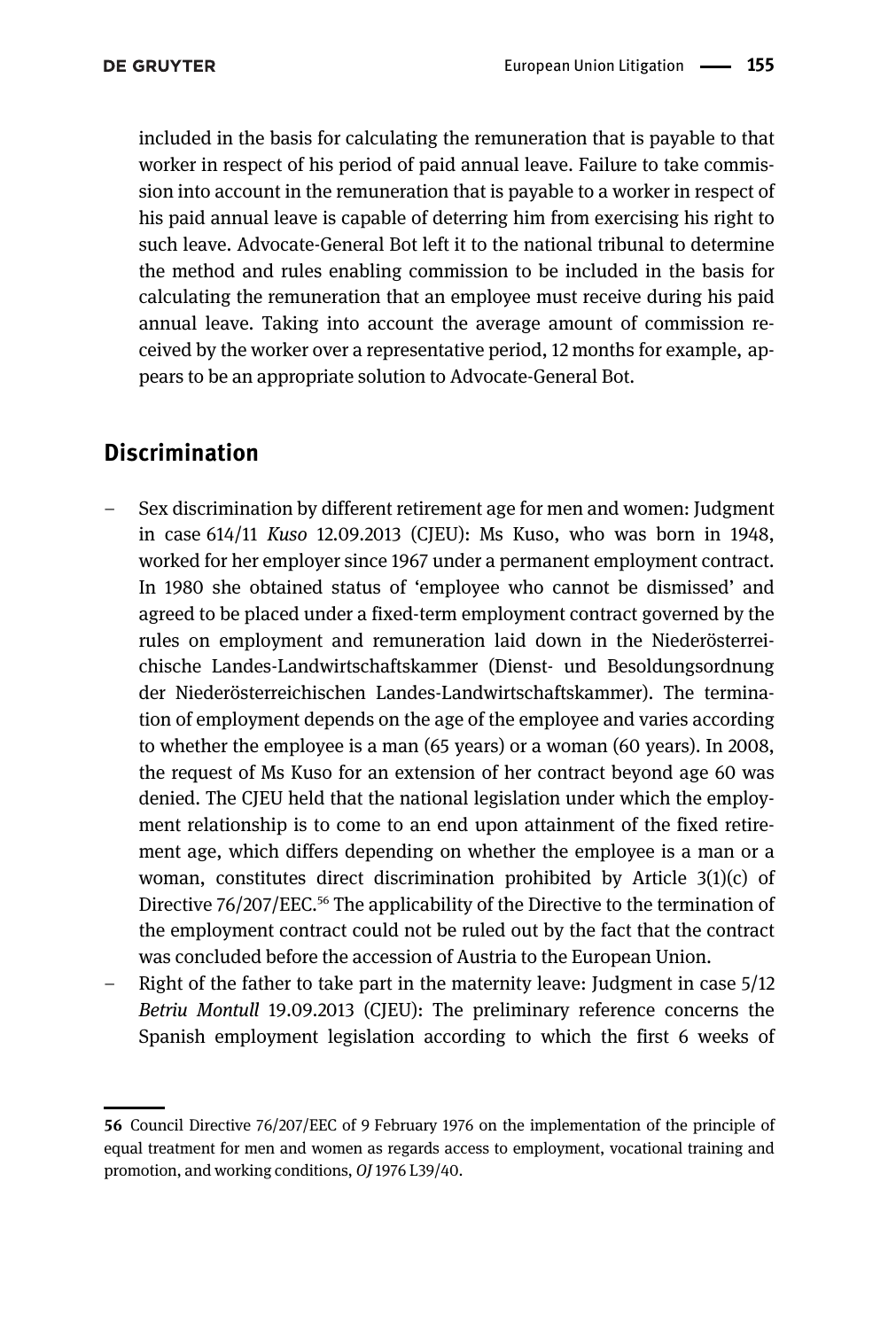included in the basis for calculating the remuneration that is payable to that worker in respect of his period of paid annual leave. Failure to take commission into account in the remuneration that is payable to a worker in respect of his paid annual leave is capable of deterring him from exercising his right to such leave. Advocate-General Bot left it to the national tribunal to determine the method and rules enabling commission to be included in the basis for calculating the remuneration that an employee must receive during his paid annual leave. Taking into account the average amount of commission received by the worker over a representative period, 12 months for example, appears to be an appropriate solution to Advocate-General Bot.

## Discrimination

- Sex discrimination by different retirement age for men and women: Judgment in case 614/11 *Kuso* 12.09.2013 (CJEU): Ms Kuso, who was born in 1948, worked for her employer since 1967 under a permanent employment contract. In 1980 she obtained status of 'employee who cannot be dismissed' and agreed to be placed under a fixed-term employment contract governed by the rules on employment and remuneration laid down in the Niederösterreichische Landes-Landwirtschaftskammer (Dienst- und Besoldungsordnung der Niederösterreichischen Landes-Landwirtschaftskammer). The termination of employment depends on the age of the employee and varies according to whether the employee is a man (65 years) or a woman (60 years). In 2008, the request of Ms Kuso for an extension of her contract beyond age 60 was denied. The CJEU held that the national legislation under which the employment relationship is to come to an end upon attainment of the fixed retirement age, which differs depending on whether the employee is a man or a woman, constitutes direct discrimination prohibited by Article 3(1)(c) of Directive 76/207/EEC.[56] The applicability of the Directive to the termination of the employment contract could not be ruled out by the fact that the contract was concluded before the accession of Austria to the European Union.
- Right of the father to take part in the maternity leave: Judgment in case 5/12 *Betriu Montull* 19.09.2013 (CJEU): The preliminary reference concerns the Spanish employment legislation according to which the first 6 weeks of

---

**56** Council Directive 76/207/EEC of 9 February 1976 on the implementation of the principle of equal treatment for men and women as regards access to employment, vocational training and promotion, and working conditions, *OJ* 1976 L39/40.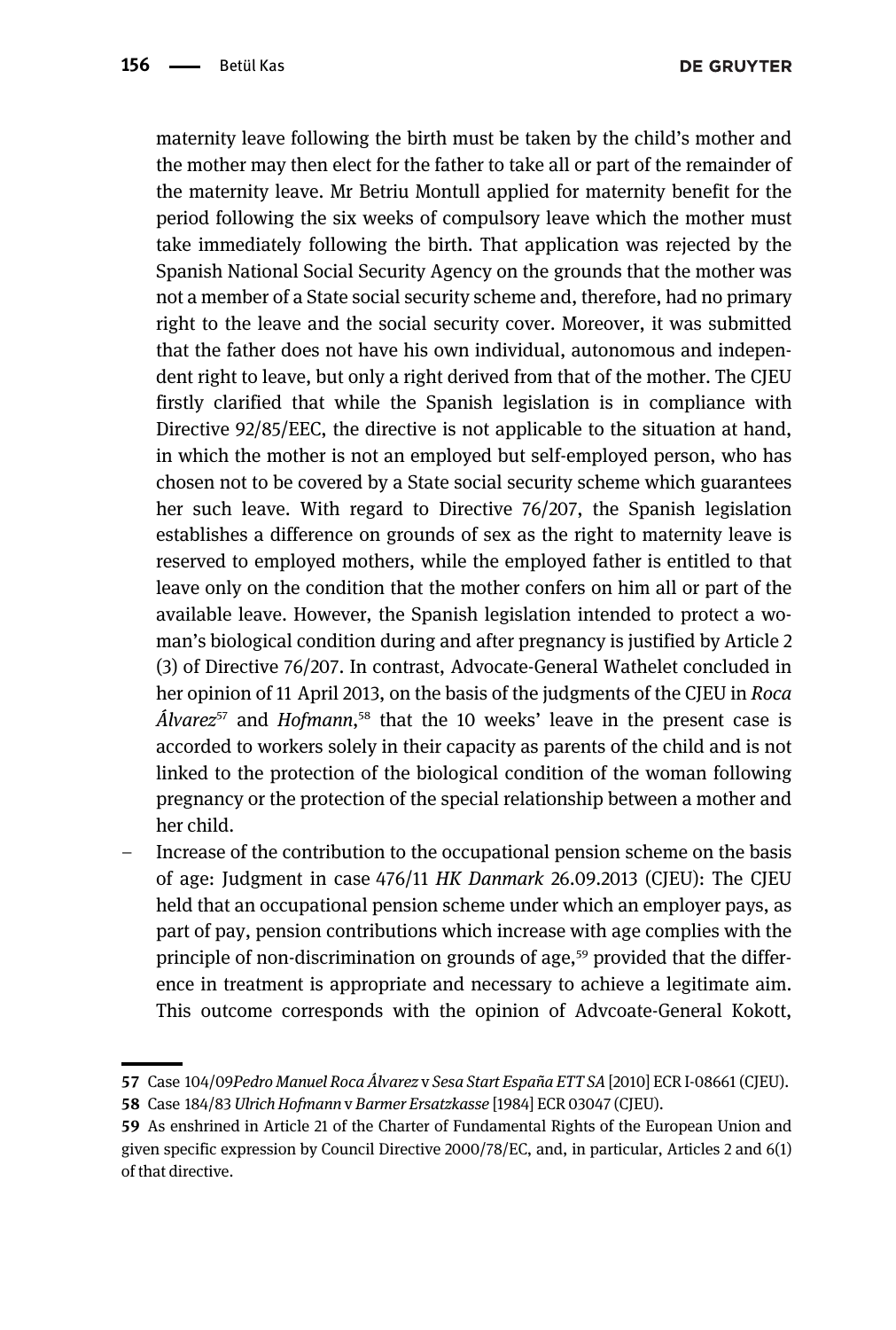maternity leave following the birth must be taken by the child's mother and the mother may then elect for the father to take all or part of the remainder of the maternity leave. Mr Betriu Montull applied for maternity benefit for the period following the six weeks of compulsory leave which the mother must take immediately following the birth. That application was rejected by the Spanish National Social Security Agency on the grounds that the mother was not a member of a State social security scheme and, therefore, had no primary right to the leave and the social security cover. Moreover, it was submitted that the father does not have his own individual, autonomous and independent right to leave, but only a right derived from that of the mother. The CJEU firstly clarified that while the Spanish legislation is in compliance with Directive 92/85/EEC, the directive is not applicable to the situation at hand, in which the mother is not an employed but self-employed person, who has chosen not to be covered by a State social security scheme which guarantees her such leave. With regard to Directive 76/207, the Spanish legislation establishes a difference on grounds of sex as the right to maternity leave is reserved to employed mothers, while the employed father is entitled to that leave only on the condition that the mother confers on him all or part of the available leave. However, the Spanish legislation intended to protect a woman's biological condition during and after pregnancy is justified by Article 2 (3) of Directive 76/207. In contrast, Advocate-General Wathelet concluded in her opinion of 11 April 2013, on the basis of the judgments of the CJEU in *Roca Álvarez*[57] and *Hofmann*,[58] that the 10 weeks' leave in the present case is accorded to workers solely in their capacity as parents of the child and is not linked to the protection of the biological condition of the woman following pregnancy or the protection of the special relationship between a mother and her child.

- Increase of the contribution to the occupational pension scheme on the basis of age: Judgment in case 476/11 *HK Danmark* 26.09.2013 (CJEU): The CJEU held that an occupational pension scheme under which an employer pays, as part of pay, pension contributions which increase with age complies with the principle of non-discrimination on grounds of age,[59] provided that the difference in treatment is appropriate and necessary to achieve a legitimate aim. This outcome corresponds with the opinion of Advcoate-General Kokott,

---

57 Case 104/09*Pedro Manuel Roca Álvarez* v *Sesa Start España ETT SA* [2010] ECR I-08661 (CJEU).

58 Case 184/83 *Ulrich Hofmann* v *Barmer Ersatzkasse* [1984] ECR 03047 (CJEU).

59 As enshrined in Article 21 of the Charter of Fundamental Rights of the European Union and given specific expression by Council Directive 2000/78/EC, and, in particular, Articles 2 and 6(1) of that directive.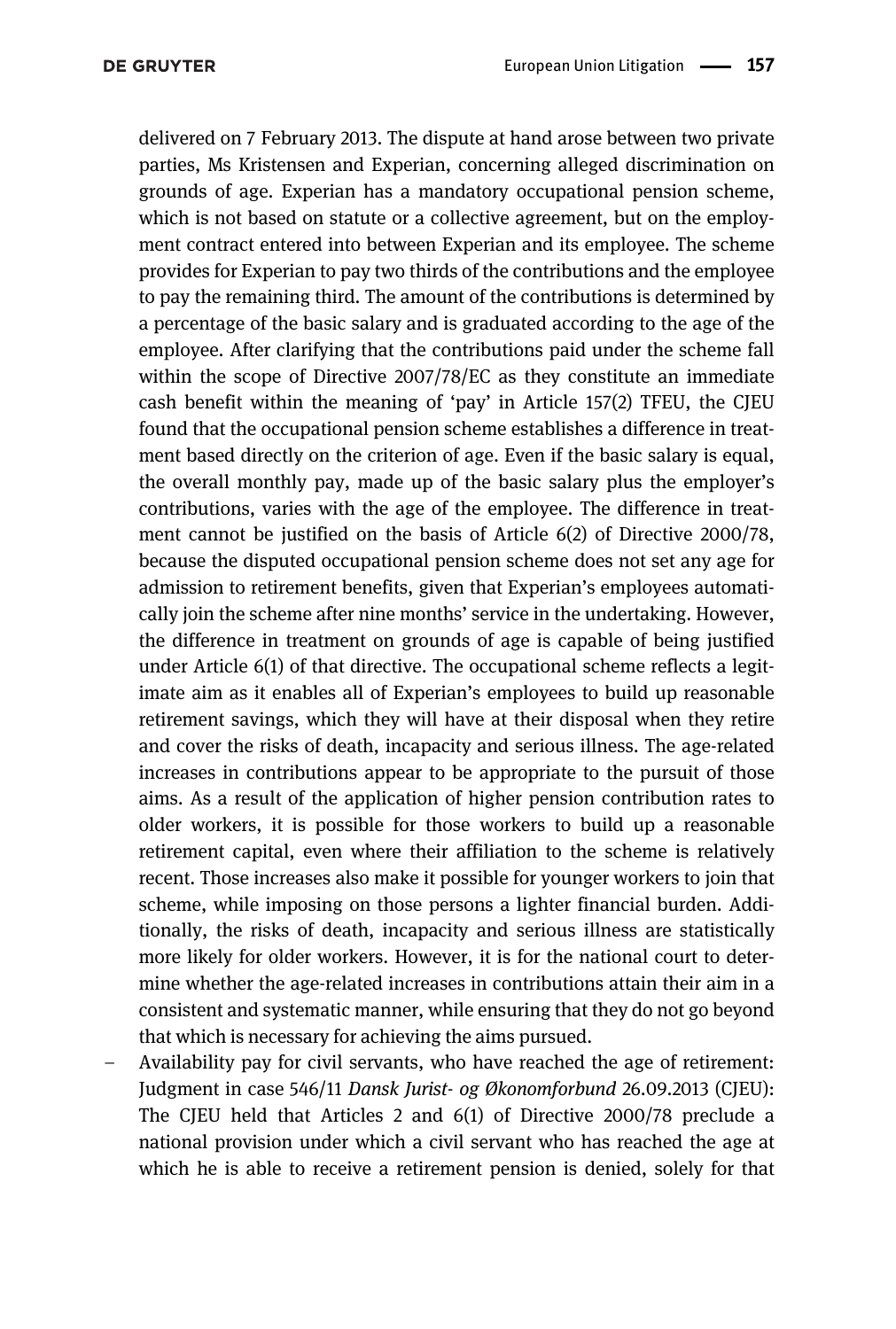delivered on 7 February 2013. The dispute at hand arose between two private parties, Ms Kristensen and Experian, concerning alleged discrimination on grounds of age. Experian has a mandatory occupational pension scheme, which is not based on statute or a collective agreement, but on the employment contract entered into between Experian and its employee. The scheme provides for Experian to pay two thirds of the contributions and the employee to pay the remaining third. The amount of the contributions is determined by a percentage of the basic salary and is graduated according to the age of the employee. After clarifying that the contributions paid under the scheme fall within the scope of Directive 2007/78/EC as they constitute an immediate cash benefit within the meaning of 'pay' in Article 157(2) TFEU, the CJEU found that the occupational pension scheme establishes a difference in treatment based directly on the criterion of age. Even if the basic salary is equal, the overall monthly pay, made up of the basic salary plus the employer's contributions, varies with the age of the employee. The difference in treatment cannot be justified on the basis of Article 6(2) of Directive 2000/78, because the disputed occupational pension scheme does not set any age for admission to retirement benefits, given that Experian's employees automatically join the scheme after nine months' service in the undertaking. However, the difference in treatment on grounds of age is capable of being justified under Article 6(1) of that directive. The occupational scheme reflects a legitimate aim as it enables all of Experian's employees to build up reasonable retirement savings, which they will have at their disposal when they retire and cover the risks of death, incapacity and serious illness. The age-related increases in contributions appear to be appropriate to the pursuit of those aims. As a result of the application of higher pension contribution rates to older workers, it is possible for those workers to build up a reasonable retirement capital, even where their affiliation to the scheme is relatively recent. Those increases also make it possible for younger workers to join that scheme, while imposing on those persons a lighter financial burden. Additionally, the risks of death, incapacity and serious illness are statistically more likely for older workers. However, it is for the national court to determine whether the age-related increases in contributions attain their aim in a consistent and systematic manner, while ensuring that they do not go beyond that which is necessary for achieving the aims pursued.

- Availability pay for civil servants, who have reached the age of retirement: Judgment in case 546/11 *Dansk Jurist- og Økonomforbund* 26.09.2013 (CJEU): The CJEU held that Articles 2 and 6(1) of Directive 2000/78 preclude a national provision under which a civil servant who has reached the age at which he is able to receive a retirement pension is denied, solely for that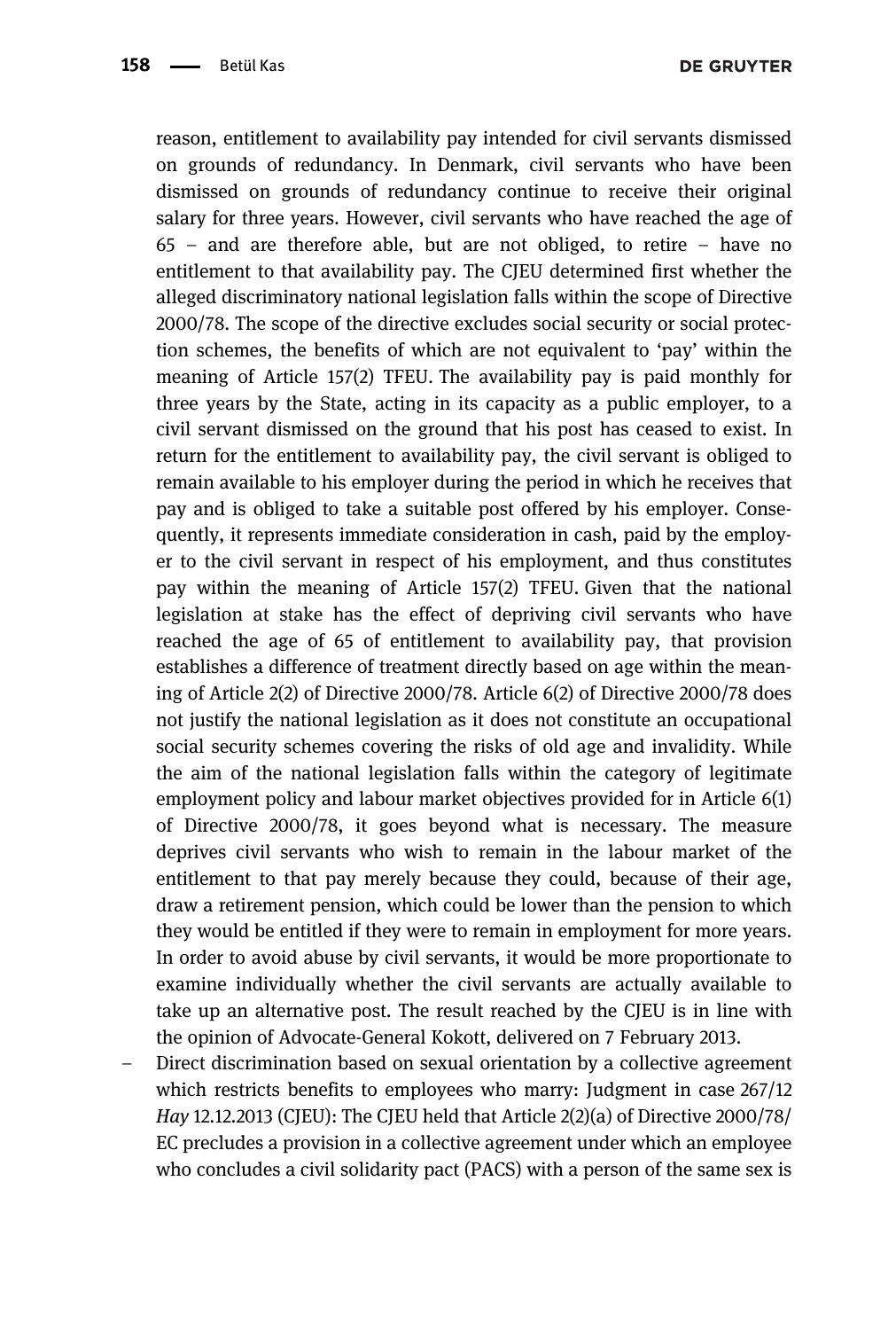reason, entitlement to availability pay intended for civil servants dismissed on grounds of redundancy. In Denmark, civil servants who have been dismissed on grounds of redundancy continue to receive their original salary for three years. However, civil servants who have reached the age of 65 – and are therefore able, but are not obliged, to retire – have no entitlement to that availability pay. The CJEU determined first whether the alleged discriminatory national legislation falls within the scope of Directive 2000/78. The scope of the directive excludes social security or social protection schemes, the benefits of which are not equivalent to 'pay' within the meaning of Article 157(2) TFEU. The availability pay is paid monthly for three years by the State, acting in its capacity as a public employer, to a civil servant dismissed on the ground that his post has ceased to exist. In return for the entitlement to availability pay, the civil servant is obliged to remain available to his employer during the period in which he receives that pay and is obliged to take a suitable post offered by his employer. Consequently, it represents immediate consideration in cash, paid by the employer to the civil servant in respect of his employment, and thus constitutes pay within the meaning of Article 157(2) TFEU. Given that the national legislation at stake has the effect of depriving civil servants who have reached the age of 65 of entitlement to availability pay, that provision establishes a difference of treatment directly based on age within the meaning of Article 2(2) of Directive 2000/78. Article 6(2) of Directive 2000/78 does not justify the national legislation as it does not constitute an occupational social security schemes covering the risks of old age and invalidity. While the aim of the national legislation falls within the category of legitimate employment policy and labour market objectives provided for in Article 6(1) of Directive 2000/78, it goes beyond what is necessary. The measure deprives civil servants who wish to remain in the labour market of the entitlement to that pay merely because they could, because of their age, draw a retirement pension, which could be lower than the pension to which they would be entitled if they were to remain in employment for more years. In order to avoid abuse by civil servants, it would be more proportionate to examine individually whether the civil servants are actually available to take up an alternative post. The result reached by the CJEU is in line with the opinion of Advocate-General Kokott, delivered on 7 February 2013.

– Direct discrimination based on sexual orientation by a collective agreement which restricts benefits to employees who marry: Judgment in case 267/12 *Hay* 12.12.2013 (CJEU): The CJEU held that Article 2(2)(a) of Directive 2000/78/EC precludes a provision in a collective agreement under which an employee who concludes a civil solidarity pact (PACS) with a person of the same sex is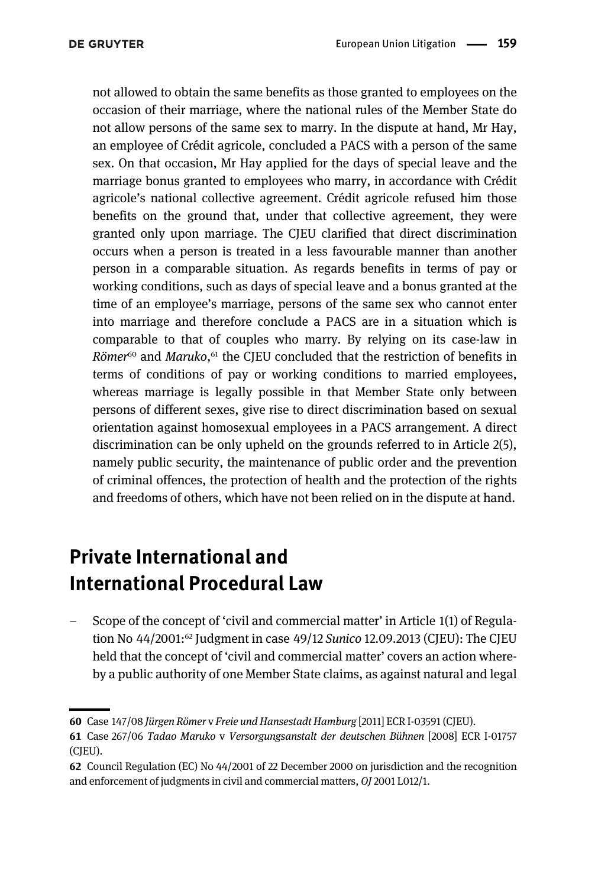not allowed to obtain the same benefits as those granted to employees on the occasion of their marriage, where the national rules of the Member State do not allow persons of the same sex to marry. In the dispute at hand, Mr Hay, an employee of Crédit agricole, concluded a PACS with a person of the same sex. On that occasion, Mr Hay applied for the days of special leave and the marriage bonus granted to employees who marry, in accordance with Crédit agricole's national collective agreement. Crédit agricole refused him those benefits on the ground that, under that collective agreement, they were granted only upon marriage. The CJEU clarified that direct discrimination occurs when a person is treated in a less favourable manner than another person in a comparable situation. As regards benefits in terms of pay or working conditions, such as days of special leave and a bonus granted at the time of an employee's marriage, persons of the same sex who cannot enter into marriage and therefore conclude a PACS are in a situation which is comparable to that of couples who marry. By relying on its case-law in *Römer*[60] and *Maruko*,[61] the CJEU concluded that the restriction of benefits in terms of conditions of pay or working conditions to married employees, whereas marriage is legally possible in that Member State only between persons of different sexes, give rise to direct discrimination based on sexual orientation against homosexual employees in a PACS arrangement. A direct discrimination can be only upheld on the grounds referred to in Article 2(5), namely public security, the maintenance of public order and the prevention of criminal offences, the protection of health and the protection of the rights and freedoms of others, which have not been relied on in the dispute at hand.

## Private International and International Procedural Law

- Scope of the concept of 'civil and commercial matter' in Article 1(1) of Regulation No 44/2001:[62] Judgment in case 49/12 *Sunico* 12.09.2013 (CJEU): The CJEU held that the concept of 'civil and commercial matter' covers an action whereby a public authority of one Member State claims, as against natural and legal

---

[60] Case 147/08 *Jürgen Römer* v *Freie und Hansestadt Hamburg* [2011] ECR I-03591 (CJEU).

[61] Case 267/06 *Tadao Maruko* v *Versorgungsanstalt der deutschen Bühnen* [2008] ECR I-01757 (CJEU).

[62] Council Regulation (EC) No 44/2001 of 22 December 2000 on jurisdiction and the recognition and enforcement of judgments in civil and commercial matters, *OJ* 2001 L012/1.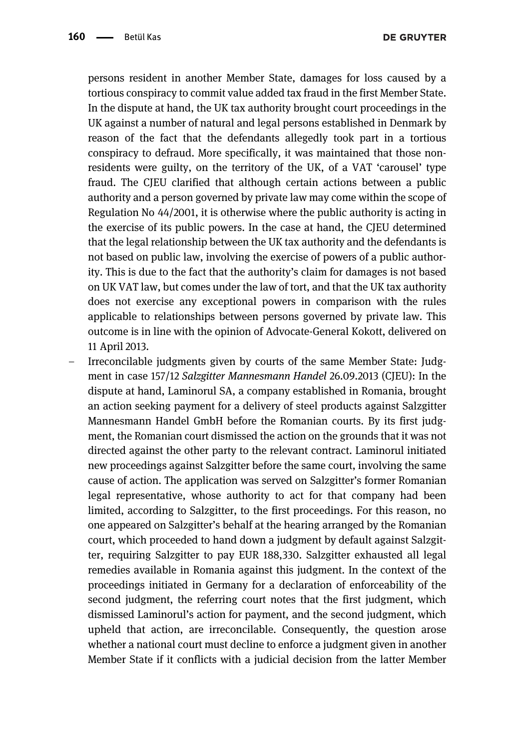persons resident in another Member State, damages for loss caused by a tortious conspiracy to commit value added tax fraud in the first Member State. In the dispute at hand, the UK tax authority brought court proceedings in the UK against a number of natural and legal persons established in Denmark by reason of the fact that the defendants allegedly took part in a tortious conspiracy to defraud. More specifically, it was maintained that those non-residents were guilty, on the territory of the UK, of a VAT 'carousel' type fraud. The CJEU clarified that although certain actions between a public authority and a person governed by private law may come within the scope of Regulation No 44/2001, it is otherwise where the public authority is acting in the exercise of its public powers. In the case at hand, the CJEU determined that the legal relationship between the UK tax authority and the defendants is not based on public law, involving the exercise of powers of a public authority. This is due to the fact that the authority's claim for damages is not based on UK VAT law, but comes under the law of tort, and that the UK tax authority does not exercise any exceptional powers in comparison with the rules applicable to relationships between persons governed by private law. This outcome is in line with the opinion of Advocate-General Kokott, delivered on 11 April 2013.

- Irreconcilable judgments given by courts of the same Member State: Judgment in case 157/12 *Salzgitter Mannesmann Handel* 26.09.2013 (CJEU): In the dispute at hand, Laminorul SA, a company established in Romania, brought an action seeking payment for a delivery of steel products against Salzgitter Mannesmann Handel GmbH before the Romanian courts. By its first judgment, the Romanian court dismissed the action on the grounds that it was not directed against the other party to the relevant contract. Laminorul initiated new proceedings against Salzgitter before the same court, involving the same cause of action. The application was served on Salzgitter's former Romanian legal representative, whose authority to act for that company had been limited, according to Salzgitter, to the first proceedings. For this reason, no one appeared on Salzgitter's behalf at the hearing arranged by the Romanian court, which proceeded to hand down a judgment by default against Salzgitter, requiring Salzgitter to pay EUR 188,330. Salzgitter exhausted all legal remedies available in Romania against this judgment. In the context of the proceedings initiated in Germany for a declaration of enforceability of the second judgment, the referring court notes that the first judgment, which dismissed Laminorul's action for payment, and the second judgment, which upheld that action, are irreconcilable. Consequently, the question arose whether a national court must decline to enforce a judgment given in another Member State if it conflicts with a judicial decision from the latter Member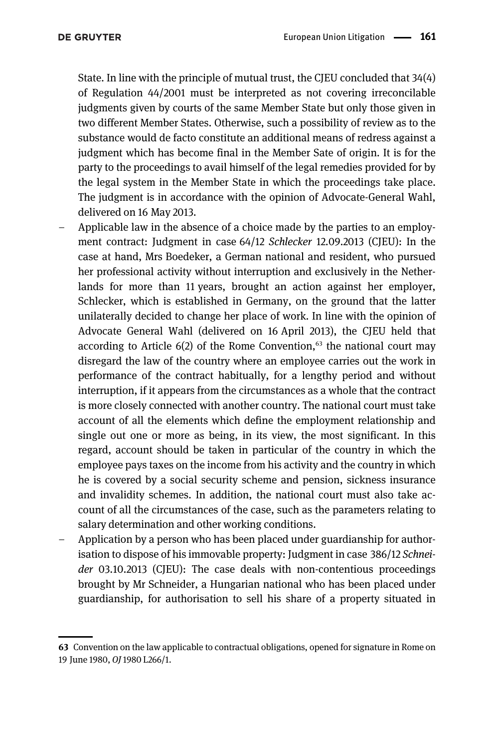State. In line with the principle of mutual trust, the CJEU concluded that 34(4) of Regulation 44/2001 must be interpreted as not covering irreconcilable judgments given by courts of the same Member State but only those given in two different Member States. Otherwise, such a possibility of review as to the substance would de facto constitute an additional means of redress against a judgment which has become final in the Member Sate of origin. It is for the party to the proceedings to avail himself of the legal remedies provided for by the legal system in the Member State in which the proceedings take place. The judgment is in accordance with the opinion of Advocate-General Wahl, delivered on 16 May 2013.

– Applicable law in the absence of a choice made by the parties to an employment contract: Judgment in case 64/12 *Schlecker* 12.09.2013 (CJEU): In the case at hand, Mrs Boedeker, a German national and resident, who pursued her professional activity without interruption and exclusively in the Netherlands for more than 11 years, brought an action against her employer, Schlecker, which is established in Germany, on the ground that the latter unilaterally decided to change her place of work. In line with the opinion of Advocate General Wahl (delivered on 16 April 2013), the CJEU held that according to Article 6(2) of the Rome Convention,[63] the national court may disregard the law of the country where an employee carries out the work in performance of the contract habitually, for a lengthy period and without interruption, if it appears from the circumstances as a whole that the contract is more closely connected with another country. The national court must take account of all the elements which define the employment relationship and single out one or more as being, in its view, the most significant. In this regard, account should be taken in particular of the country in which the employee pays taxes on the income from his activity and the country in which he is covered by a social security scheme and pension, sickness insurance and invalidity schemes. In addition, the national court must also take account of all the circumstances of the case, such as the parameters relating to salary determination and other working conditions.

– Application by a person who has been placed under guardianship for authorisation to dispose of his immovable property: Judgment in case 386/12 *Schneider* 03.10.2013 (CJEU): The case deals with non-contentious proceedings brought by Mr Schneider, a Hungarian national who has been placed under guardianship, for authorisation to sell his share of a property situated in

---

**63** Convention on the law applicable to contractual obligations, opened for signature in Rome on 19 June 1980, *OJ* 1980 L266/1.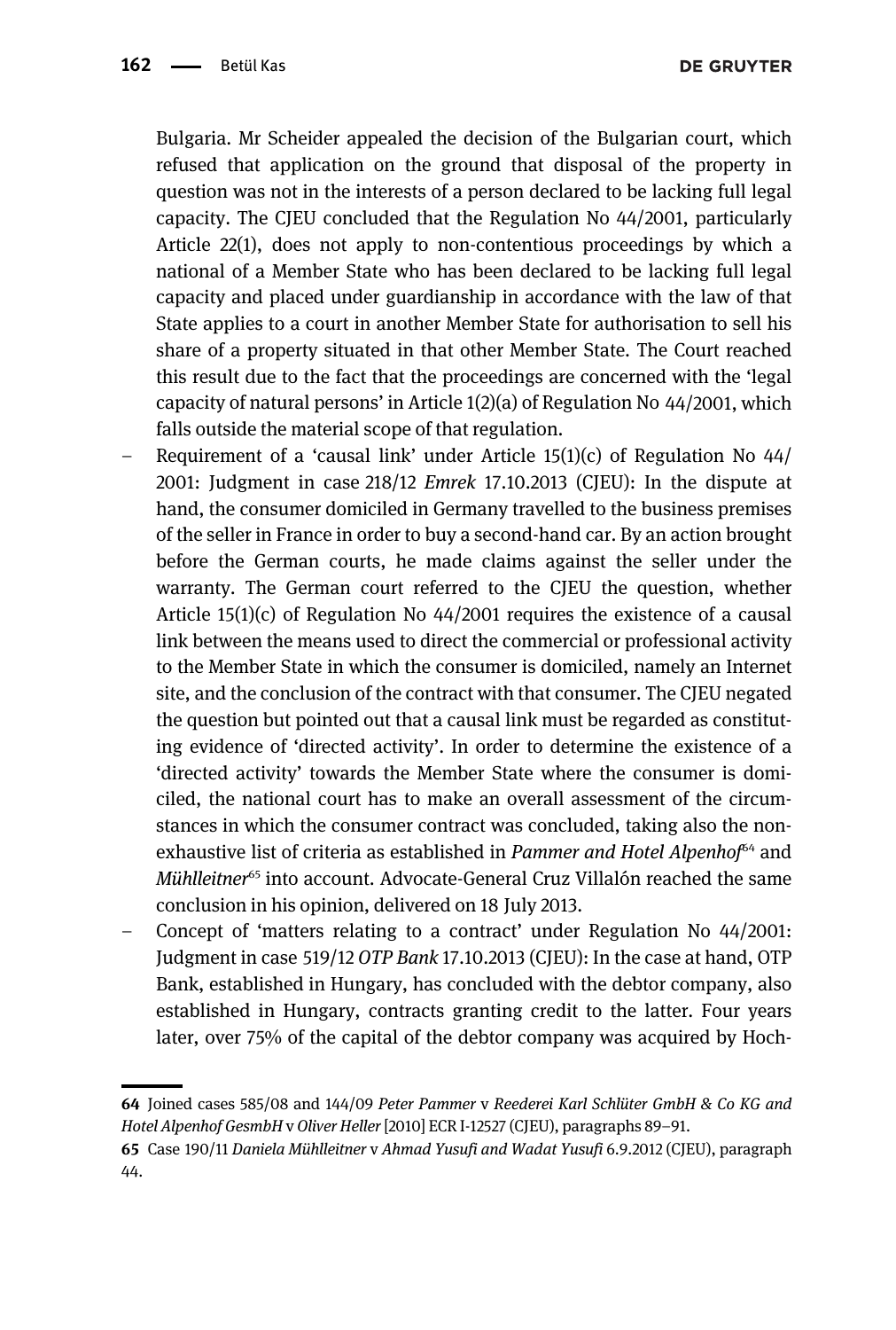Bulgaria. Mr Scheider appealed the decision of the Bulgarian court, which refused that application on the ground that disposal of the property in question was not in the interests of a person declared to be lacking full legal capacity. The CJEU concluded that the Regulation No 44/2001, particularly Article 22(1), does not apply to non-contentious proceedings by which a national of a Member State who has been declared to be lacking full legal capacity and placed under guardianship in accordance with the law of that State applies to a court in another Member State for authorisation to sell his share of a property situated in that other Member State. The Court reached this result due to the fact that the proceedings are concerned with the 'legal capacity of natural persons' in Article 1(2)(a) of Regulation No 44/2001, which falls outside the material scope of that regulation.

- Requirement of a 'causal link' under Article 15(1)(c) of Regulation No 44/2001: Judgment in case 218/12 *Emrek* 17.10.2013 (CJEU): In the dispute at hand, the consumer domiciled in Germany travelled to the business premises of the seller in France in order to buy a second-hand car. By an action brought before the German courts, he made claims against the seller under the warranty. The German court referred to the CJEU the question, whether Article 15(1)(c) of Regulation No 44/2001 requires the existence of a causal link between the means used to direct the commercial or professional activity to the Member State in which the consumer is domiciled, namely an Internet site, and the conclusion of the contract with that consumer. The CJEU negated the question but pointed out that a causal link must be regarded as constituting evidence of 'directed activity'. In order to determine the existence of a 'directed activity' towards the Member State where the consumer is domiciled, the national court has to make an overall assessment of the circumstances in which the consumer contract was concluded, taking also the non-exhaustive list of criteria as established in *Pammer and Hotel Alpenhof*[64] and *Mühlleitner*[65] into account. Advocate-General Cruz Villalón reached the same conclusion in his opinion, delivered on 18 July 2013.
- Concept of 'matters relating to a contract' under Regulation No 44/2001: Judgment in case 519/12 *OTP Bank* 17.10.2013 (CJEU): In the case at hand, OTP Bank, established in Hungary, has concluded with the debtor company, also established in Hungary, contracts granting credit to the latter. Four years later, over 75% of the capital of the debtor company was acquired by Hoch-

---

64 Joined cases 585/08 and 144/09 *Peter Pammer* v *Reederei Karl Schlüter GmbH & Co KG and Hotel Alpenhof GesmbH* v *Oliver Heller* [2010] ECR I-12527 (CJEU), paragraphs 89–91.

65 Case 190/11 *Daniela Mühlleitner* v *Ahmad Yusufi and Wadat Yusufi* 6.9.2012 (CJEU), paragraph 44.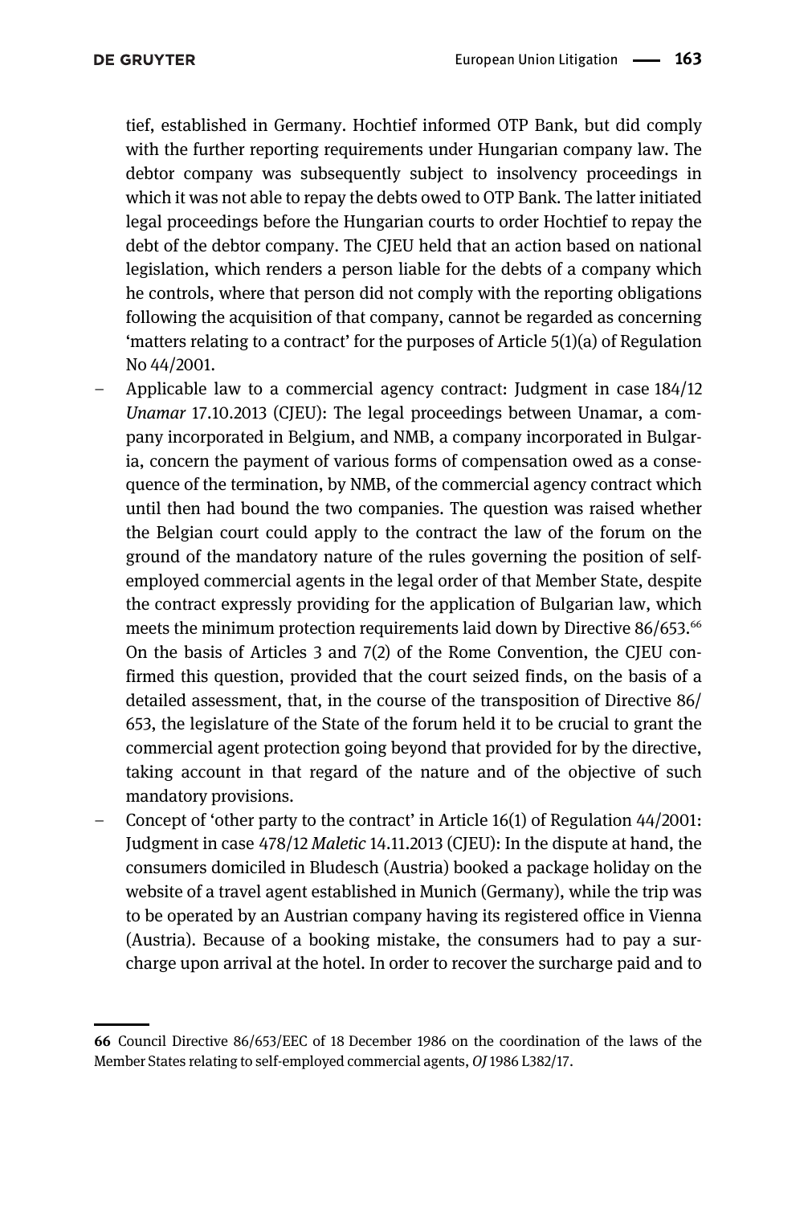tief, established in Germany. Hochtief informed OTP Bank, but did comply with the further reporting requirements under Hungarian company law. The debtor company was subsequently subject to insolvency proceedings in which it was not able to repay the debts owed to OTP Bank. The latter initiated legal proceedings before the Hungarian courts to order Hochtief to repay the debt of the debtor company. The CJEU held that an action based on national legislation, which renders a person liable for the debts of a company which he controls, where that person did not comply with the reporting obligations following the acquisition of that company, cannot be regarded as concerning 'matters relating to a contract' for the purposes of Article 5(1)(a) of Regulation No 44/2001.

- Applicable law to a commercial agency contract: Judgment in case 184/12 *Unamar* 17.10.2013 (CJEU): The legal proceedings between Unamar, a company incorporated in Belgium, and NMB, a company incorporated in Bulgaria, concern the payment of various forms of compensation owed as a consequence of the termination, by NMB, of the commercial agency contract which until then had bound the two companies. The question was raised whether the Belgian court could apply to the contract the law of the forum on the ground of the mandatory nature of the rules governing the position of self-employed commercial agents in the legal order of that Member State, despite the contract expressly providing for the application of Bulgarian law, which meets the minimum protection requirements laid down by Directive 86/653.[66] On the basis of Articles 3 and 7(2) of the Rome Convention, the CJEU confirmed this question, provided that the court seized finds, on the basis of a detailed assessment, that, in the course of the transposition of Directive 86/653, the legislature of the State of the forum held it to be crucial to grant the commercial agent protection going beyond that provided for by the directive, taking account in that regard of the nature and of the objective of such mandatory provisions.
- Concept of 'other party to the contract' in Article 16(1) of Regulation 44/2001: Judgment in case 478/12 *Maletic* 14.11.2013 (CJEU): In the dispute at hand, the consumers domiciled in Bludesch (Austria) booked a package holiday on the website of a travel agent established in Munich (Germany), while the trip was to be operated by an Austrian company having its registered office in Vienna (Austria). Because of a booking mistake, the consumers had to pay a surcharge upon arrival at the hotel. In order to recover the surcharge paid and to

---

**66** Council Directive 86/653/EEC of 18 December 1986 on the coordination of the laws of the Member States relating to self-employed commercial agents, *OJ* 1986 L382/17.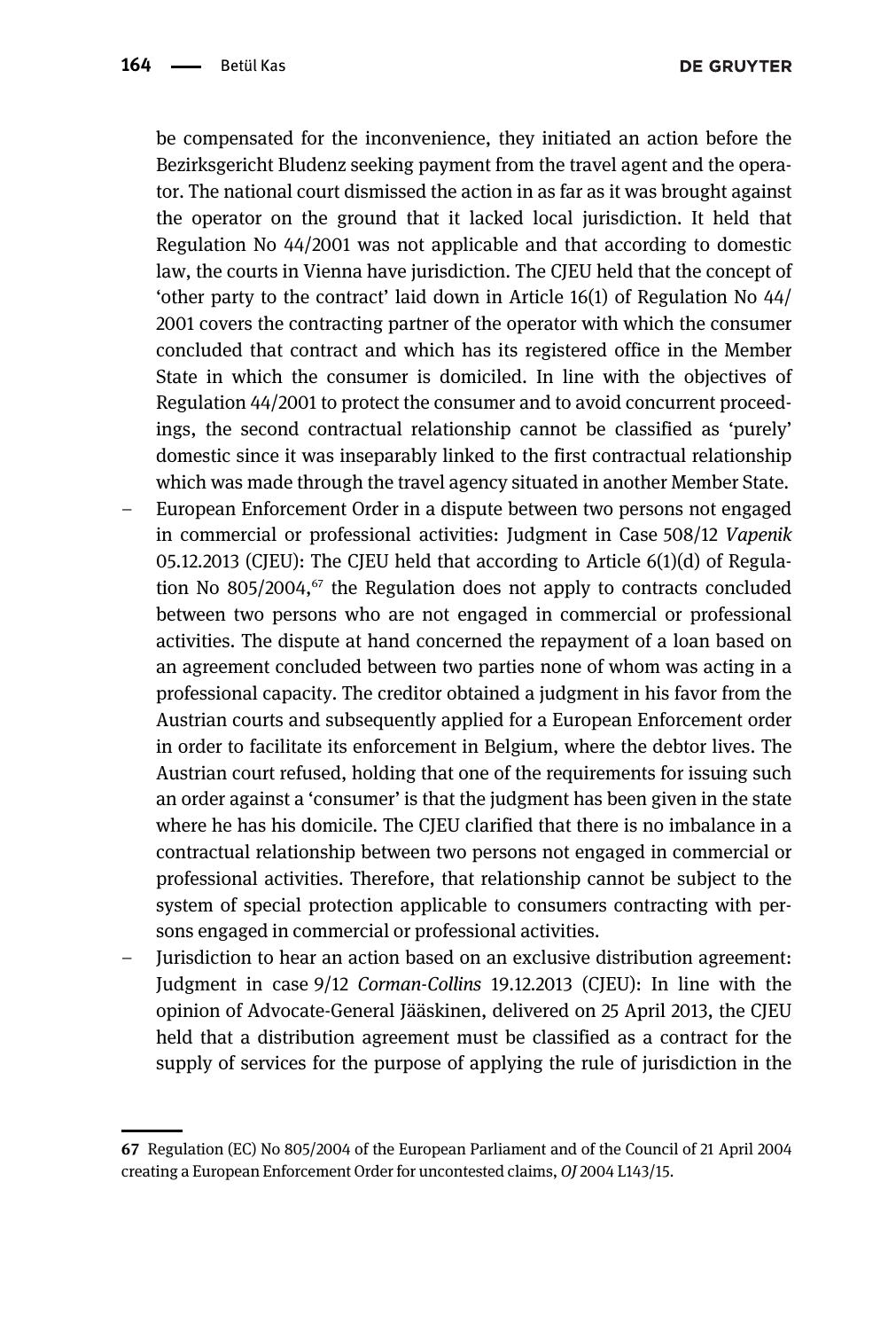be compensated for the inconvenience, they initiated an action before the Bezirksgericht Bludenz seeking payment from the travel agent and the operator. The national court dismissed the action in as far as it was brought against the operator on the ground that it lacked local jurisdiction. It held that Regulation No 44/2001 was not applicable and that according to domestic law, the courts in Vienna have jurisdiction. The CJEU held that the concept of 'other party to the contract' laid down in Article 16(1) of Regulation No 44/2001 covers the contracting partner of the operator with which the consumer concluded that contract and which has its registered office in the Member State in which the consumer is domiciled. In line with the objectives of Regulation 44/2001 to protect the consumer and to avoid concurrent proceedings, the second contractual relationship cannot be classified as 'purely' domestic since it was inseparably linked to the first contractual relationship which was made through the travel agency situated in another Member State.

- European Enforcement Order in a dispute between two persons not engaged in commercial or professional activities: Judgment in Case 508/12 *Vapenik* 05.12.2013 (CJEU): The CJEU held that according to Article 6(1)(d) of Regulation No 805/2004,[67] the Regulation does not apply to contracts concluded between two persons who are not engaged in commercial or professional activities. The dispute at hand concerned the repayment of a loan based on an agreement concluded between two parties none of whom was acting in a professional capacity. The creditor obtained a judgment in his favor from the Austrian courts and subsequently applied for a European Enforcement order in order to facilitate its enforcement in Belgium, where the debtor lives. The Austrian court refused, holding that one of the requirements for issuing such an order against a 'consumer' is that the judgment has been given in the state where he has his domicile. The CJEU clarified that there is no imbalance in a contractual relationship between two persons not engaged in commercial or professional activities. Therefore, that relationship cannot be subject to the system of special protection applicable to consumers contracting with persons engaged in commercial or professional activities.
- Jurisdiction to hear an action based on an exclusive distribution agreement: Judgment in case 9/12 *Corman-Collins* 19.12.2013 (CJEU): In line with the opinion of Advocate-General Jääskinen, delivered on 25 April 2013, the CJEU held that a distribution agreement must be classified as a contract for the supply of services for the purpose of applying the rule of jurisdiction in the

---

67 Regulation (EC) No 805/2004 of the European Parliament and of the Council of 21 April 2004 creating a European Enforcement Order for uncontested claims, *OJ* 2004 L143/15.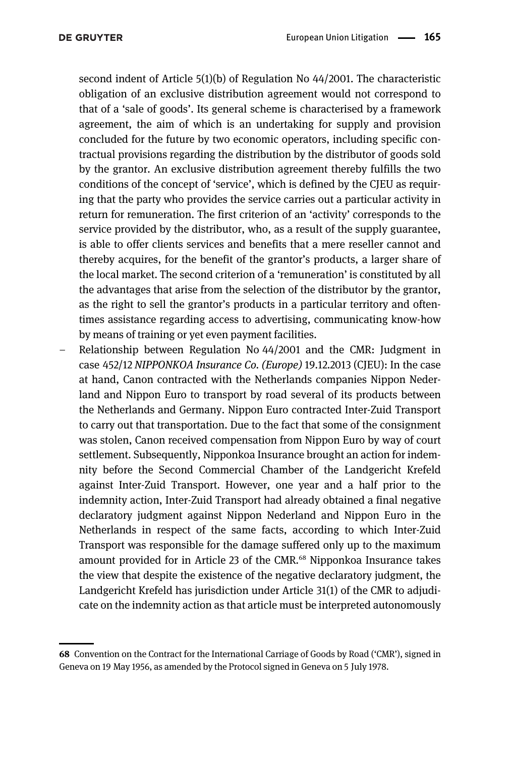second indent of Article 5(1)(b) of Regulation No 44/2001. The characteristic obligation of an exclusive distribution agreement would not correspond to that of a 'sale of goods'. Its general scheme is characterised by a framework agreement, the aim of which is an undertaking for supply and provision concluded for the future by two economic operators, including specific contractual provisions regarding the distribution by the distributor of goods sold by the grantor. An exclusive distribution agreement thereby fulfills the two conditions of the concept of 'service', which is defined by the CJEU as requiring that the party who provides the service carries out a particular activity in return for remuneration. The first criterion of an 'activity' corresponds to the service provided by the distributor, who, as a result of the supply guarantee, is able to offer clients services and benefits that a mere reseller cannot and thereby acquires, for the benefit of the grantor's products, a larger share of the local market. The second criterion of a 'remuneration' is constituted by all the advantages that arise from the selection of the distributor by the grantor, as the right to sell the grantor's products in a particular territory and oftentimes assistance regarding access to advertising, communicating know-how by means of training or yet even payment facilities.

- Relationship between Regulation No 44/2001 and the CMR: Judgment in case 452/12 *NIPPONKOA Insurance Co. (Europe)* 19.12.2013 (CJEU): In the case at hand, Canon contracted with the Netherlands companies Nippon Nederland and Nippon Euro to transport by road several of its products between the Netherlands and Germany. Nippon Euro contracted Inter-Zuid Transport to carry out that transportation. Due to the fact that some of the consignment was stolen, Canon received compensation from Nippon Euro by way of court settlement. Subsequently, Nipponkoa Insurance brought an action for indemnity before the Second Commercial Chamber of the Landgericht Krefeld against Inter-Zuid Transport. However, one year and a half prior to the indemnity action, Inter-Zuid Transport had already obtained a final negative declaratory judgment against Nippon Nederland and Nippon Euro in the Netherlands in respect of the same facts, according to which Inter-Zuid Transport was responsible for the damage suffered only up to the maximum amount provided for in Article 23 of the CMR.[68] Nipponkoa Insurance takes the view that despite the existence of the negative declaratory judgment, the Landgericht Krefeld has jurisdiction under Article 31(1) of the CMR to adjudicate on the indemnity action as that article must be interpreted autonomously

68 Convention on the Contract for the International Carriage of Goods by Road ('CMR'), signed in Geneva on 19 May 1956, as amended by the Protocol signed in Geneva on 5 July 1978.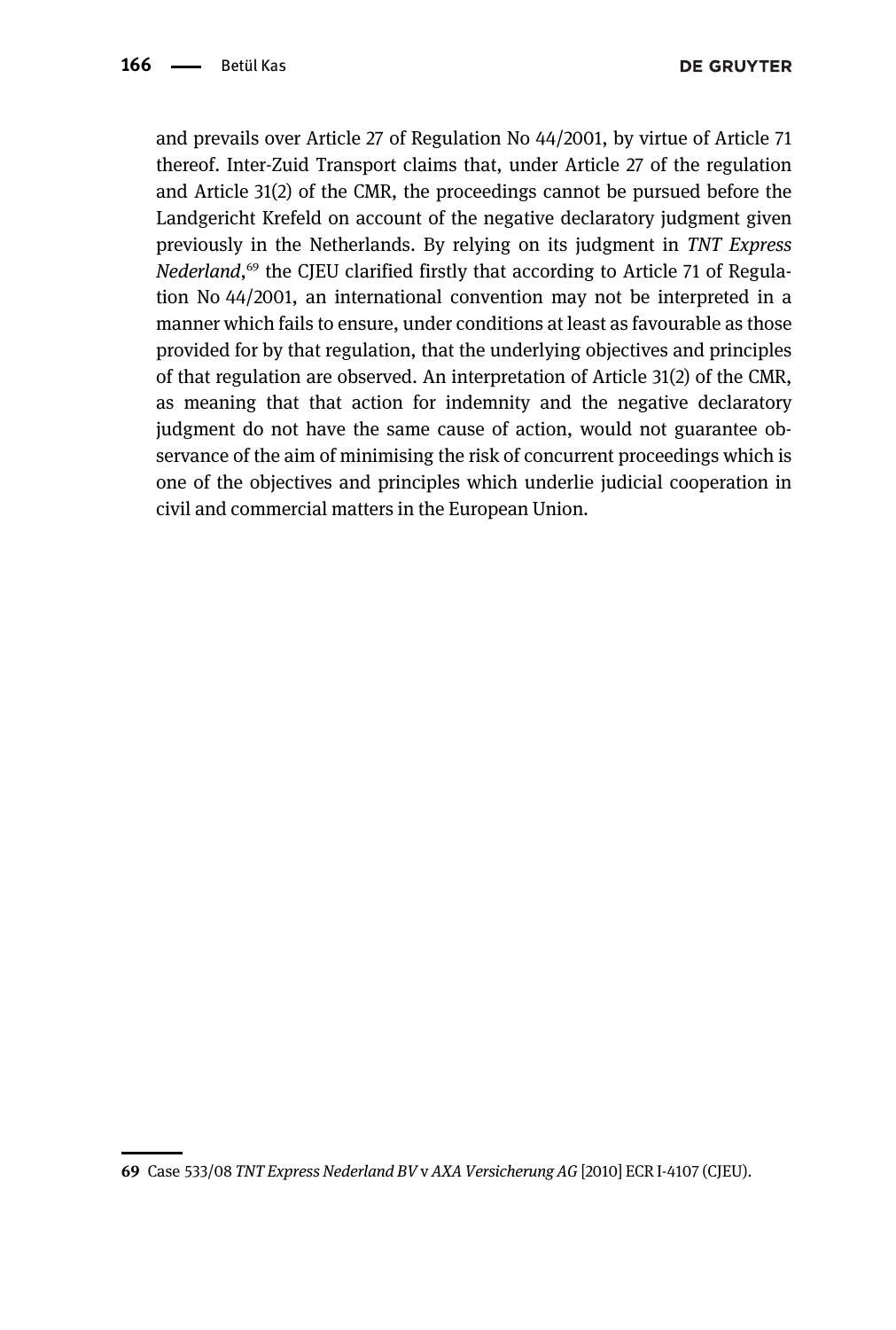and prevails over Article 27 of Regulation No 44/2001, by virtue of Article 71 thereof. Inter-Zuid Transport claims that, under Article 27 of the regulation and Article 31(2) of the CMR, the proceedings cannot be pursued before the Landgericht Krefeld on account of the negative declaratory judgment given previously in the Netherlands. By relying on its judgment in *TNT Express Nederland*,[69] the CJEU clarified firstly that according to Article 71 of Regulation No 44/2001, an international convention may not be interpreted in a manner which fails to ensure, under conditions at least as favourable as those provided for by that regulation, that the underlying objectives and principles of that regulation are observed. An interpretation of Article 31(2) of the CMR, as meaning that that action for indemnity and the negative declaratory judgment do not have the same cause of action, would not guarantee observance of the aim of minimising the risk of concurrent proceedings which is one of the objectives and principles which underlie judicial cooperation in civil and commercial matters in the European Union.

---

**69** Case 533/08 *TNT Express Nederland BV* v *AXA Versicherung AG* [2010] ECR I-4107 (CJEU).